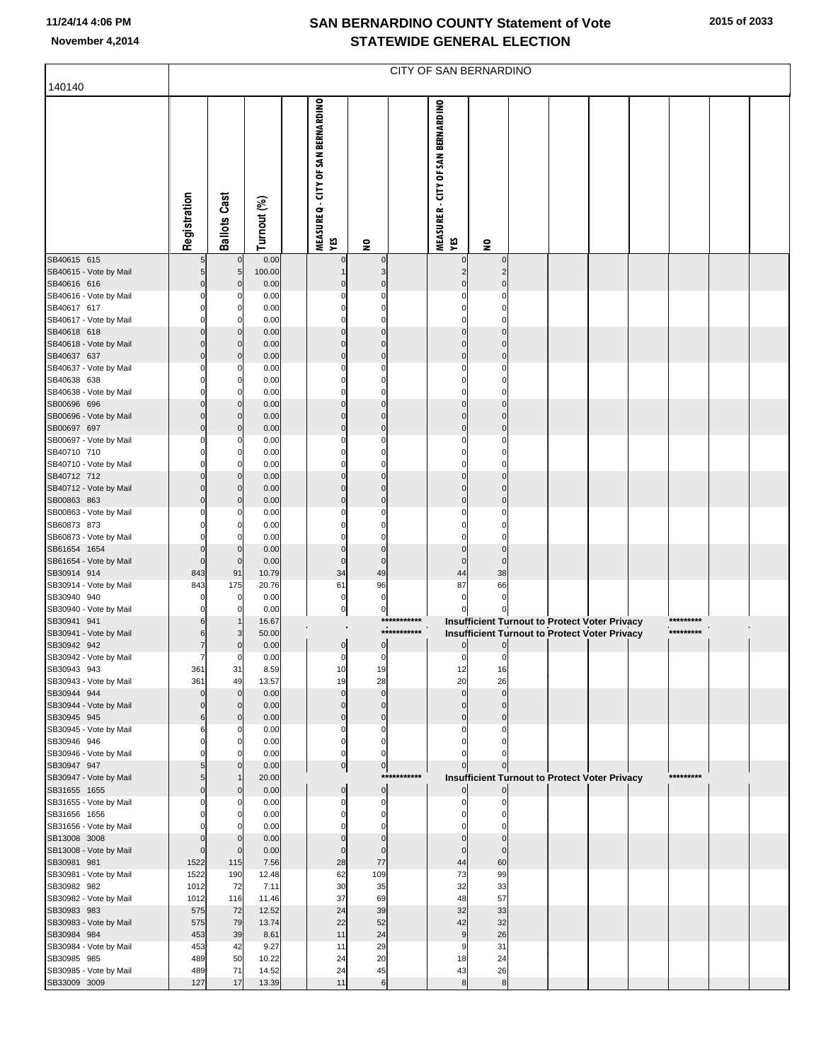# SAN BERNARDINO COUNTY Statement of Vote
## STATEWIDE GENERAL ELECTION

11/24/14 4:06 PM
November 4,2014

140140 — CITY OF SAN BERNARDINO

| | Registration | Ballots Cast | Turnout (%) | | MEASURE Q - CITY OF SAN BERNARDINO YES | NO | | MEASURE R - CITY OF SAN BERNARDINO YES | NO | | | | | | |
|---|---|---|---|---|---|---|---|---|---|---|---|---|---|---|---|
| SB40615 615 | 5 | 0 | 0.00 | | 0 | 0 | | 0 | 0 | | | | | | |
| SB40615 - Vote by Mail | 5 | 5 | 100.00 | | 1 | 3 | | 2 | 2 | | | | | | |
| SB40616 616 | 0 | 0 | 0.00 | | 0 | 0 | | 0 | 0 | | | | | | |
| SB40616 - Vote by Mail | 0 | 0 | 0.00 | | 0 | 0 | | 0 | 0 | | | | | | |
| SB40617 617 | 0 | 0 | 0.00 | | 0 | 0 | | 0 | 0 | | | | | | |
| SB40617 - Vote by Mail | 0 | 0 | 0.00 | | 0 | 0 | | 0 | 0 | | | | | | |
| SB40618 618 | 0 | 0 | 0.00 | | 0 | 0 | | 0 | 0 | | | | | | |
| SB40618 - Vote by Mail | 0 | 0 | 0.00 | | 0 | 0 | | 0 | 0 | | | | | | |
| SB40637 637 | 0 | 0 | 0.00 | | 0 | 0 | | 0 | 0 | | | | | | |
| SB40637 - Vote by Mail | 0 | 0 | 0.00 | | 0 | 0 | | 0 | 0 | | | | | | |
| SB40638 638 | 0 | 0 | 0.00 | | 0 | 0 | | 0 | 0 | | | | | | |
| SB40638 - Vote by Mail | 0 | 0 | 0.00 | | 0 | 0 | | 0 | 0 | | | | | | |
| SB00696 696 | 0 | 0 | 0.00 | | 0 | 0 | | 0 | 0 | | | | | | |
| SB00696 - Vote by Mail | 0 | 0 | 0.00 | | 0 | 0 | | 0 | 0 | | | | | | |
| SB00697 697 | 0 | 0 | 0.00 | | 0 | 0 | | 0 | 0 | | | | | | |
| SB00697 - Vote by Mail | 0 | 0 | 0.00 | | 0 | 0 | | 0 | 0 | | | | | | |
| SB40710 710 | 0 | 0 | 0.00 | | 0 | 0 | | 0 | 0 | | | | | | |
| SB40710 - Vote by Mail | 0 | 0 | 0.00 | | 0 | 0 | | 0 | 0 | | | | | | |
| SB40712 712 | 0 | 0 | 0.00 | | 0 | 0 | | 0 | 0 | | | | | | |
| SB40712 - Vote by Mail | 0 | 0 | 0.00 | | 0 | 0 | | 0 | 0 | | | | | | |
| SB00863 863 | 0 | 0 | 0.00 | | 0 | 0 | | 0 | 0 | | | | | | |
| SB00863 - Vote by Mail | 0 | 0 | 0.00 | | 0 | 0 | | 0 | 0 | | | | | | |
| SB60873 873 | 0 | 0 | 0.00 | | 0 | 0 | | 0 | 0 | | | | | | |
| SB60873 - Vote by Mail | 0 | 0 | 0.00 | | 0 | 0 | | 0 | 0 | | | | | | |
| SB61654 1654 | 0 | 0 | 0.00 | | 0 | 0 | | 0 | 0 | | | | | | |
| SB61654 - Vote by Mail | 0 | 0 | 0.00 | | 0 | 0 | | 0 | 0 | | | | | | |
| SB30914 914 | 843 | 91 | 10.79 | | 34 | 49 | | 44 | 38 | | | | | | |
| SB30914 - Vote by Mail | 843 | 175 | 20.76 | | 61 | 96 | | 87 | 66 | | | | | | |
| SB30940 940 | 0 | 0 | 0.00 | | 0 | 0 | | 0 | 0 | | | | | | |
| SB30940 - Vote by Mail | 0 | 0 | 0.00 | | 0 | 0 | | 0 | 0 | | | | | | |
| SB30941 941 | 6 | 1 | 16.67 | | | | *********** | Insufficient Turnout to Protect Voter Privacy | | | | | | ********* | |
| SB30941 - Vote by Mail | 6 | 3 | 50.00 | | | | *********** | Insufficient Turnout to Protect Voter Privacy | | | | | | ********* | |
| SB30942 942 | 7 | 0 | 0.00 | | 0 | 0 | | 0 | 0 | | | | | | |
| SB30942 - Vote by Mail | 7 | 0 | 0.00 | | 0 | 0 | | 0 | 0 | | | | | | |
| SB30943 943 | 361 | 31 | 8.59 | | 10 | 19 | | 12 | 16 | | | | | | |
| SB30943 - Vote by Mail | 361 | 49 | 13.57 | | 19 | 28 | | 20 | 26 | | | | | | |
| SB30944 944 | 0 | 0 | 0.00 | | 0 | 0 | | 0 | 0 | | | | | | |
| SB30944 - Vote by Mail | 0 | 0 | 0.00 | | 0 | 0 | | 0 | 0 | | | | | | |
| SB30945 945 | 6 | 0 | 0.00 | | 0 | 0 | | 0 | 0 | | | | | | |
| SB30945 - Vote by Mail | 6 | 0 | 0.00 | | 0 | 0 | | 0 | 0 | | | | | | |
| SB30946 946 | 0 | 0 | 0.00 | | 0 | 0 | | 0 | 0 | | | | | | |
| SB30946 - Vote by Mail | 0 | 0 | 0.00 | | 0 | 0 | | 0 | 0 | | | | | | |
| SB30947 947 | 5 | 0 | 0.00 | | 0 | 0 | | 0 | 0 | | | | | | |
| SB30947 - Vote by Mail | 5 | 1 | 20.00 | | | | *********** | Insufficient Turnout to Protect Voter Privacy | | | | | | ********* | |
| SB31655 1655 | 0 | 0 | 0.00 | | 0 | 0 | | 0 | 0 | | | | | | |
| SB31655 - Vote by Mail | 0 | 0 | 0.00 | | 0 | 0 | | 0 | 0 | | | | | | |
| SB31656 1656 | 0 | 0 | 0.00 | | 0 | 0 | | 0 | 0 | | | | | | |
| SB31656 - Vote by Mail | 0 | 0 | 0.00 | | 0 | 0 | | 0 | 0 | | | | | | |
| SB13008 3008 | 0 | 0 | 0.00 | | 0 | 0 | | 0 | 0 | | | | | | |
| SB13008 - Vote by Mail | 0 | 0 | 0.00 | | 0 | 0 | | 0 | 0 | | | | | | |
| SB30981 981 | 1522 | 115 | 7.56 | | 28 | 77 | | 44 | 60 | | | | | | |
| SB30981 - Vote by Mail | 1522 | 190 | 12.48 | | 62 | 109 | | 73 | 99 | | | | | | |
| SB30982 982 | 1012 | 72 | 7.11 | | 30 | 35 | | 32 | 33 | | | | | | |
| SB30982 - Vote by Mail | 1012 | 116 | 11.46 | | 37 | 69 | | 48 | 57 | | | | | | |
| SB30983 983 | 575 | 72 | 12.52 | | 24 | 39 | | 32 | 33 | | | | | | |
| SB30983 - Vote by Mail | 575 | 79 | 13.74 | | 22 | 52 | | 42 | 32 | | | | | | |
| SB30984 984 | 453 | 39 | 8.61 | | 11 | 24 | | 9 | 26 | | | | | | |
| SB30984 - Vote by Mail | 453 | 42 | 9.27 | | 11 | 29 | | 9 | 31 | | | | | | |
| SB30985 985 | 489 | 50 | 10.22 | | 24 | 20 | | 18 | 24 | | | | | | |
| SB30985 - Vote by Mail | 489 | 71 | 14.52 | | 24 | 45 | | 43 | 26 | | | | | | |
| SB33009 3009 | 127 | 17 | 13.39 | | 11 | 6 | | 8 | 8 | | | | | | |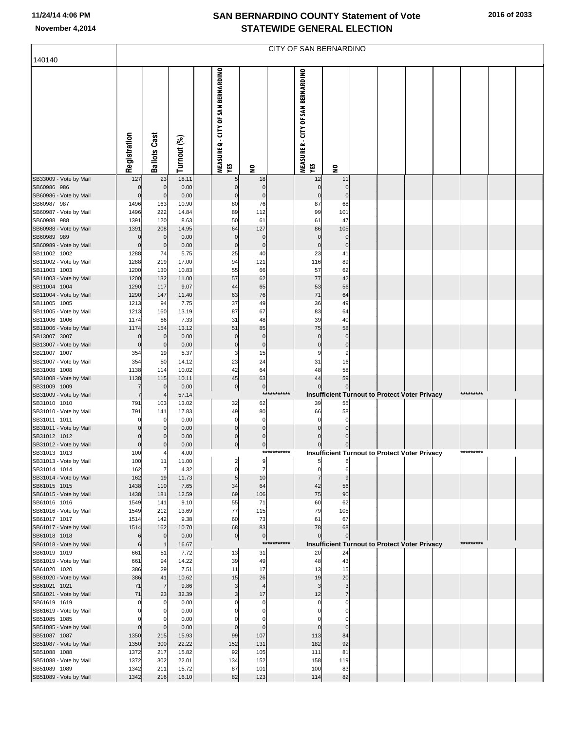# SAN BERNARDINO COUNTY Statement of Vote
## STATEWIDE GENERAL ELECTION

11/24/14 4:06 PM
November 4,2014

140140

CITY OF SAN BERNARDINO

| | Registration | Ballots Cast | Turnout (%) | | MEASURE Q - CITY OF SAN BERNARDINO YES | NO | | MEASURE R - CITY OF SAN BERNARDINO YES | NO | | | | | | |
|---|---|---|---|---|---|---|---|---|---|---|---|---|---|---|---|
| SB33009 - Vote by Mail | 127 | 23 | 18.11 | | 5 | 18 | | 12 | 11 | | | | | | |
| SB60986 986 | 0 | 0 | 0.00 | | 0 | 0 | | 0 | 0 | | | | | | |
| SB60986 - Vote by Mail | 0 | 0 | 0.00 | | 0 | 0 | | 0 | 0 | | | | | | |
| SB60987 987 | 1496 | 163 | 10.90 | | 80 | 76 | | 87 | 68 | | | | | | |
| SB60987 - Vote by Mail | 1496 | 222 | 14.84 | | 89 | 112 | | 99 | 101 | | | | | | |
| SB60988 988 | 1391 | 120 | 8.63 | | 50 | 61 | | 61 | 47 | | | | | | |
| SB60988 - Vote by Mail | 1391 | 208 | 14.95 | | 64 | 127 | | 86 | 105 | | | | | | |
| SB60989 989 | 0 | 0 | 0.00 | | 0 | 0 | | 0 | 0 | | | | | | |
| SB60989 - Vote by Mail | 0 | 0 | 0.00 | | 0 | 0 | | 0 | 0 | | | | | | |
| SB11002 1002 | 1288 | 74 | 5.75 | | 25 | 40 | | 23 | 41 | | | | | | |
| SB11002 - Vote by Mail | 1288 | 219 | 17.00 | | 94 | 121 | | 116 | 89 | | | | | | |
| SB11003 1003 | 1200 | 130 | 10.83 | | 55 | 66 | | 57 | 62 | | | | | | |
| SB11003 - Vote by Mail | 1200 | 132 | 11.00 | | 57 | 62 | | 77 | 42 | | | | | | |
| SB11004 1004 | 1290 | 117 | 9.07 | | 44 | 65 | | 53 | 56 | | | | | | |
| SB11004 - Vote by Mail | 1290 | 147 | 11.40 | | 63 | 76 | | 71 | 64 | | | | | | |
| SB11005 1005 | 1213 | 94 | 7.75 | | 37 | 49 | | 36 | 49 | | | | | | |
| SB11005 - Vote by Mail | 1213 | 160 | 13.19 | | 87 | 67 | | 83 | 64 | | | | | | |
| SB11006 1006 | 1174 | 86 | 7.33 | | 31 | 48 | | 39 | 40 | | | | | | |
| SB11006 - Vote by Mail | 1174 | 154 | 13.12 | | 51 | 85 | | 75 | 58 | | | | | | |
| SB13007 3007 | 0 | 0 | 0.00 | | 0 | 0 | | 0 | 0 | | | | | | |
| SB13007 - Vote by Mail | 0 | 0 | 0.00 | | 0 | 0 | | 0 | 0 | | | | | | |
| SB21007 1007 | 354 | 19 | 5.37 | | 3 | 15 | | 9 | 9 | | | | | | |
| SB21007 - Vote by Mail | 354 | 50 | 14.12 | | 23 | 24 | | 31 | 16 | | | | | | |
| SB31008 1008 | 1138 | 114 | 10.02 | | 42 | 64 | | 48 | 58 | | | | | | |
| SB31008 - Vote by Mail | 1138 | 115 | 10.11 | | 45 | 63 | | 44 | 59 | | | | | | |
| SB31009 1009 | 7 | 0 | 0.00 | | 0 | 0 | | 0 | 0 | | | | | | |
| SB31009 - Vote by Mail | 7 | 4 | 57.14 | | | | *********** | Insufficient Turnout to Protect Voter Privacy | | | | | | ********* | |
| SB31010 1010 | 791 | 103 | 13.02 | | 32 | 62 | | 39 | 55 | | | | | | |
| SB31010 - Vote by Mail | 791 | 141 | 17.83 | | 49 | 80 | | 66 | 58 | | | | | | |
| SB31011 1011 | 0 | 0 | 0.00 | | 0 | 0 | | 0 | 0 | | | | | | |
| SB31011 - Vote by Mail | 0 | 0 | 0.00 | | 0 | 0 | | 0 | 0 | | | | | | |
| SB31012 1012 | 0 | 0 | 0.00 | | 0 | 0 | | 0 | 0 | | | | | | |
| SB31012 - Vote by Mail | 0 | 0 | 0.00 | | 0 | 0 | | 0 | 0 | | | | | | |
| SB31013 1013 | 100 | 4 | 4.00 | | | | *********** | Insufficient Turnout to Protect Voter Privacy | | | | | | ********* | |
| SB31013 - Vote by Mail | 100 | 11 | 11.00 | | 2 | 9 | | 5 | 6 | | | | | | |
| SB31014 1014 | 162 | 7 | 4.32 | | 0 | 7 | | 0 | 6 | | | | | | |
| SB31014 - Vote by Mail | 162 | 19 | 11.73 | | 5 | 10 | | 7 | 9 | | | | | | |
| SB61015 1015 | 1438 | 110 | 7.65 | | 34 | 64 | | 42 | 56 | | | | | | |
| SB61015 - Vote by Mail | 1438 | 181 | 12.59 | | 69 | 106 | | 75 | 90 | | | | | | |
| SB61016 1016 | 1549 | 141 | 9.10 | | 55 | 71 | | 60 | 62 | | | | | | |
| SB61016 - Vote by Mail | 1549 | 212 | 13.69 | | 77 | 115 | | 79 | 105 | | | | | | |
| SB61017 1017 | 1514 | 142 | 9.38 | | 60 | 73 | | 61 | 67 | | | | | | |
| SB61017 - Vote by Mail | 1514 | 162 | 10.70 | | 68 | 83 | | 78 | 68 | | | | | | |
| SB61018 1018 | 6 | 0 | 0.00 | | 0 | 0 | | 0 | 0 | | | | | | |
| SB61018 - Vote by Mail | 6 | 1 | 16.67 | | | | *********** | Insufficient Turnout to Protect Voter Privacy | | | | | | ********* | |
| SB61019 1019 | 661 | 51 | 7.72 | | 13 | 31 | | 20 | 24 | | | | | | |
| SB61019 - Vote by Mail | 661 | 94 | 14.22 | | 39 | 49 | | 48 | 43 | | | | | | |
| SB61020 1020 | 386 | 29 | 7.51 | | 11 | 17 | | 13 | 15 | | | | | | |
| SB61020 - Vote by Mail | 386 | 41 | 10.62 | | 15 | 26 | | 19 | 20 | | | | | | |
| SB61021 1021 | 71 | 7 | 9.86 | | 3 | 4 | | 3 | 3 | | | | | | |
| SB61021 - Vote by Mail | 71 | 23 | 32.39 | | 3 | 17 | | 12 | 7 | | | | | | |
| SB61619 1619 | 0 | 0 | 0.00 | | 0 | 0 | | 0 | 0 | | | | | | |
| SB61619 - Vote by Mail | 0 | 0 | 0.00 | | 0 | 0 | | 0 | 0 | | | | | | |
| SB51085 1085 | 0 | 0 | 0.00 | | 0 | 0 | | 0 | 0 | | | | | | |
| SB51085 - Vote by Mail | 0 | 0 | 0.00 | | 0 | 0 | | 0 | 0 | | | | | | |
| SB51087 1087 | 1350 | 215 | 15.93 | | 99 | 107 | | 113 | 84 | | | | | | |
| SB51087 - Vote by Mail | 1350 | 300 | 22.22 | | 152 | 131 | | 182 | 92 | | | | | | |
| SB51088 1088 | 1372 | 217 | 15.82 | | 92 | 105 | | 111 | 81 | | | | | | |
| SB51088 - Vote by Mail | 1372 | 302 | 22.01 | | 134 | 152 | | 158 | 119 | | | | | | |
| SB51089 1089 | 1342 | 211 | 15.72 | | 87 | 101 | | 100 | 83 | | | | | | |
| SB51089 - Vote by Mail | 1342 | 216 | 16.10 | | 82 | 123 | | 114 | 82 | | | | | | |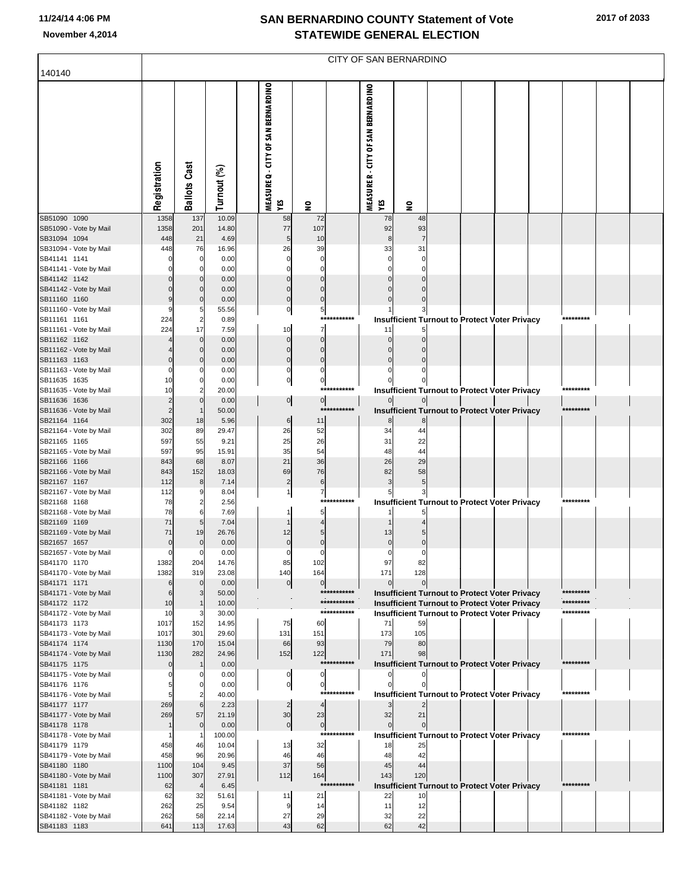# CITY OF SAN BERNARDINO

140140

| | Registration | Ballots Cast | Turnout (%) | | MEASURE Q - CITY OF SAN BERNARDINO YES | NO | | MEASURE R - CITY OF SAN BERNARDINO YES | NO |
|---|---|---|---|---|---|---|---|---|---|
| SB51090 1090 | 1358 | 137 | 10.09 | | 58 | 72 | | 78 | 48 |
| SB51090 - Vote by Mail | 1358 | 201 | 14.80 | | 77 | 107 | | 92 | 93 |
| SB31094 1094 | 448 | 21 | 4.69 | | 5 | 10 | | 8 | 7 |
| SB31094 - Vote by Mail | 448 | 76 | 16.96 | | 26 | 39 | | 33 | 31 |
| SB41141 1141 | 0 | 0 | 0.00 | | 0 | 0 | | 0 | 0 |
| SB41141 - Vote by Mail | 0 | 0 | 0.00 | | 0 | 0 | | 0 | 0 |
| SB41142 1142 | 0 | 0 | 0.00 | | 0 | 0 | | 0 | 0 |
| SB41142 - Vote by Mail | 0 | 0 | 0.00 | | 0 | 0 | | 0 | 0 |
| SB11160 1160 | 9 | 0 | 0.00 | | 0 | 0 | | 0 | 0 |
| SB11160 - Vote by Mail | 9 | 5 | 55.56 | | 0 | 5 | | 1 | 3 |
| SB11161 1161 | 224 | 2 | 0.89 | | | | *********** | Insufficient Turnout to Protect Voter Privacy ********* | |
| SB11161 - Vote by Mail | 224 | 17 | 7.59 | | 10 | 7 | | 11 | 5 |
| SB11162 1162 | 4 | 0 | 0.00 | | 0 | 0 | | 0 | 0 |
| SB11162 - Vote by Mail | 4 | 0 | 0.00 | | 0 | 0 | | 0 | 0 |
| SB11163 1163 | 0 | 0 | 0.00 | | 0 | 0 | | 0 | 0 |
| SB11163 - Vote by Mail | 0 | 0 | 0.00 | | 0 | 0 | | 0 | 0 |
| SB11635 1635 | 10 | 0 | 0.00 | | 0 | 0 | | 0 | 0 |
| SB11635 - Vote by Mail | 10 | 2 | 20.00 | | | | *********** | Insufficient Turnout to Protect Voter Privacy ********* | |
| SB11636 1636 | 2 | 0 | 0.00 | | 0 | 0 | | 0 | 0 |
| SB11636 - Vote by Mail | 2 | 1 | 50.00 | | | | *********** | Insufficient Turnout to Protect Voter Privacy ********* | |
| SB21164 1164 | 302 | 18 | 5.96 | | 6 | 11 | | 8 | 8 |
| SB21164 - Vote by Mail | 302 | 89 | 29.47 | | 26 | 52 | | 34 | 44 |
| SB21165 1165 | 597 | 55 | 9.21 | | 25 | 26 | | 31 | 22 |
| SB21165 - Vote by Mail | 597 | 95 | 15.91 | | 35 | 54 | | 48 | 44 |
| SB21166 1166 | 843 | 68 | 8.07 | | 21 | 36 | | 26 | 29 |
| SB21166 - Vote by Mail | 843 | 152 | 18.03 | | 69 | 76 | | 82 | 58 |
| SB21167 1167 | 112 | 8 | 7.14 | | 2 | 6 | | 3 | 5 |
| SB21167 - Vote by Mail | 112 | 9 | 8.04 | | 1 | 7 | | 5 | 3 |
| SB21168 1168 | 78 | 2 | 2.56 | | | | *********** | Insufficient Turnout to Protect Voter Privacy ********* | |
| SB21168 - Vote by Mail | 78 | 6 | 7.69 | | 1 | 5 | | 1 | 5 |
| SB21169 1169 | 71 | 5 | 7.04 | | 1 | 4 | | 1 | 4 |
| SB21169 - Vote by Mail | 71 | 19 | 26.76 | | 12 | 5 | | 13 | 5 |
| SB21657 1657 | 0 | 0 | 0.00 | | 0 | 0 | | 0 | 0 |
| SB21657 - Vote by Mail | 0 | 0 | 0.00 | | 0 | 0 | | 0 | 0 |
| SB41170 1170 | 1382 | 204 | 14.76 | | 85 | 102 | | 97 | 82 |
| SB41170 - Vote by Mail | 1382 | 319 | 23.08 | | 140 | 164 | | 171 | 128 |
| SB41171 1171 | 6 | 0 | 0.00 | | 0 | 0 | | 0 | 0 |
| SB41171 - Vote by Mail | 6 | 3 | 50.00 | | | | *********** | Insufficient Turnout to Protect Voter Privacy ********* | |
| SB41172 1172 | 10 | 1 | 10.00 | | | | *********** | Insufficient Turnout to Protect Voter Privacy ********* | |
| SB41172 - Vote by Mail | 10 | 3 | 30.00 | | | | *********** | Insufficient Turnout to Protect Voter Privacy ********* | |
| SB41173 1173 | 1017 | 152 | 14.95 | | 75 | 60 | | 71 | 59 |
| SB41173 - Vote by Mail | 1017 | 301 | 29.60 | | 131 | 151 | | 173 | 105 |
| SB41174 1174 | 1130 | 170 | 15.04 | | 66 | 93 | | 79 | 80 |
| SB41174 - Vote by Mail | 1130 | 282 | 24.96 | | 152 | 122 | | 171 | 98 |
| SB41175 1175 | 0 | 1 | 0.00 | | | | *********** | Insufficient Turnout to Protect Voter Privacy ********* | |
| SB41175 - Vote by Mail | 0 | 0 | 0.00 | | 0 | 0 | | 0 | 0 |
| SB41176 1176 | 5 | 0 | 0.00 | | 0 | 0 | | 0 | 0 |
| SB41176 - Vote by Mail | 5 | 2 | 40.00 | | | | *********** | Insufficient Turnout to Protect Voter Privacy ********* | |
| SB41177 1177 | 269 | 6 | 2.23 | | 2 | 4 | | 3 | 2 |
| SB41177 - Vote by Mail | 269 | 57 | 21.19 | | 30 | 23 | | 32 | 21 |
| SB41178 1178 | 1 | 0 | 0.00 | | 0 | 0 | | 0 | 0 |
| SB41178 - Vote by Mail | 1 | 1 | 100.00 | | | | *********** | Insufficient Turnout to Protect Voter Privacy ********* | |
| SB41179 1179 | 458 | 46 | 10.04 | | 13 | 32 | | 18 | 25 |
| SB41179 - Vote by Mail | 458 | 96 | 20.96 | | 46 | 46 | | 48 | 42 |
| SB41180 1180 | 1100 | 104 | 9.45 | | 37 | 56 | | 45 | 44 |
| SB41180 - Vote by Mail | 1100 | 307 | 27.91 | | 112 | 164 | | 143 | 120 |
| SB41181 1181 | 62 | 4 | 6.45 | | | | *********** | Insufficient Turnout to Protect Voter Privacy ********* | |
| SB41181 - Vote by Mail | 62 | 32 | 51.61 | | 11 | 21 | | 22 | 10 |
| SB41182 1182 | 262 | 25 | 9.54 | | 9 | 14 | | 11 | 12 |
| SB41182 - Vote by Mail | 262 | 58 | 22.14 | | 27 | 29 | | 32 | 22 |
| SB41183 1183 | 641 | 113 | 17.63 | | 43 | 62 | | 62 | 42 |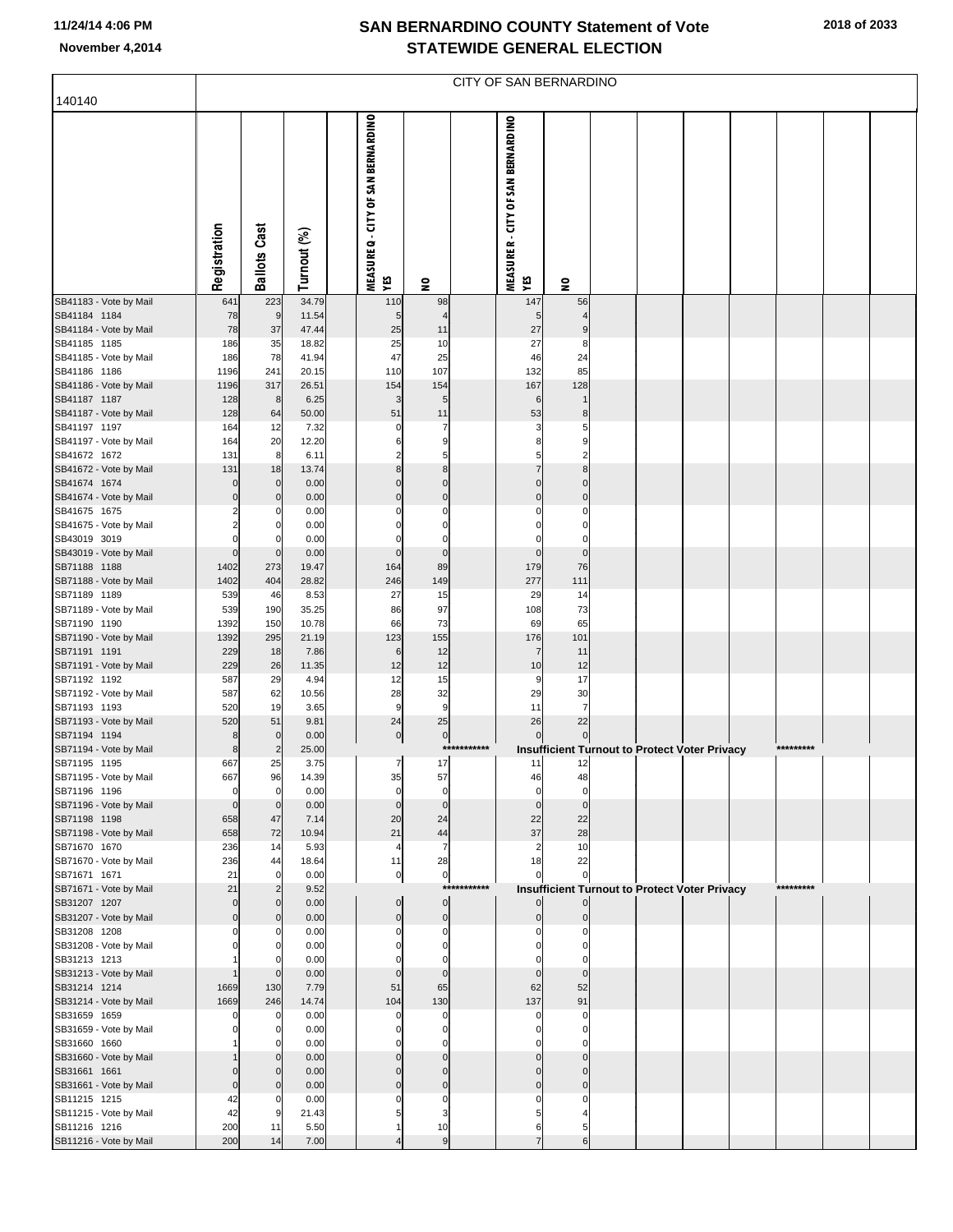# SAN BERNARDINO COUNTY Statement of Vote
## STATEWIDE GENERAL ELECTION

11/24/14 4:06 PM
November 4,2014

140140 — CITY OF SAN BERNARDINO

| | Registration | Ballots Cast | Turnout (%) | | MEASURE Q - CITY OF SAN BERNARDINO YES | NO | | MEASURE R - CITY OF SAN BERNARDINO YES | NO | | | | | | | |
|---|---|---|---|---|---|---|---|---|---|---|---|---|---|---|---|---|
| SB41183 - Vote by Mail | 641 | 223 | 34.79 | | 110 | 98 | | 147 | 56 | | | | | | | |
| SB41184 1184 | 78 | 9 | 11.54 | | 5 | 4 | | 5 | 4 | | | | | | | |
| SB41184 - Vote by Mail | 78 | 37 | 47.44 | | 25 | 11 | | 27 | 9 | | | | | | | |
| SB41185 1185 | 186 | 35 | 18.82 | | 25 | 10 | | 27 | 8 | | | | | | | |
| SB41185 - Vote by Mail | 186 | 78 | 41.94 | | 47 | 25 | | 46 | 24 | | | | | | | |
| SB41186 1186 | 1196 | 241 | 20.15 | | 110 | 107 | | 132 | 85 | | | | | | | |
| SB41186 - Vote by Mail | 1196 | 317 | 26.51 | | 154 | 154 | | 167 | 128 | | | | | | | |
| SB41187 1187 | 128 | 8 | 6.25 | | 3 | 5 | | 6 | 1 | | | | | | | |
| SB41187 - Vote by Mail | 128 | 64 | 50.00 | | 51 | 11 | | 53 | 8 | | | | | | | |
| SB41197 1197 | 164 | 12 | 7.32 | | 0 | 7 | | 3 | 5 | | | | | | | |
| SB41197 - Vote by Mail | 164 | 20 | 12.20 | | 6 | 9 | | 8 | 9 | | | | | | | |
| SB41672 1672 | 131 | 8 | 6.11 | | 2 | 5 | | 5 | 2 | | | | | | | |
| SB41672 - Vote by Mail | 131 | 18 | 13.74 | | 8 | 8 | | 7 | 8 | | | | | | | |
| SB41674 1674 | 0 | 0 | 0.00 | | 0 | 0 | | 0 | 0 | | | | | | | |
| SB41674 - Vote by Mail | 0 | 0 | 0.00 | | 0 | 0 | | 0 | 0 | | | | | | | |
| SB41675 1675 | 2 | 0 | 0.00 | | 0 | 0 | | 0 | 0 | | | | | | | |
| SB41675 - Vote by Mail | 2 | 0 | 0.00 | | 0 | 0 | | 0 | 0 | | | | | | | |
| SB43019 3019 | 0 | 0 | 0.00 | | 0 | 0 | | 0 | 0 | | | | | | | |
| SB43019 - Vote by Mail | 0 | 0 | 0.00 | | 0 | 0 | | 0 | 0 | | | | | | | |
| SB71188 1188 | 1402 | 273 | 19.47 | | 164 | 89 | | 179 | 76 | | | | | | | |
| SB71188 - Vote by Mail | 1402 | 404 | 28.82 | | 246 | 149 | | 277 | 111 | | | | | | | |
| SB71189 1189 | 539 | 46 | 8.53 | | 27 | 15 | | 29 | 14 | | | | | | | |
| SB71189 - Vote by Mail | 539 | 190 | 35.25 | | 86 | 97 | | 108 | 73 | | | | | | | |
| SB71190 1190 | 1392 | 150 | 10.78 | | 66 | 73 | | 69 | 65 | | | | | | | |
| SB71190 - Vote by Mail | 1392 | 295 | 21.19 | | 123 | 155 | | 176 | 101 | | | | | | | |
| SB71191 1191 | 229 | 18 | 7.86 | | 6 | 12 | | 7 | 11 | | | | | | | |
| SB71191 - Vote by Mail | 229 | 26 | 11.35 | | 12 | 12 | | 10 | 12 | | | | | | | |
| SB71192 1192 | 587 | 29 | 4.94 | | 12 | 15 | | 9 | 17 | | | | | | | |
| SB71192 - Vote by Mail | 587 | 62 | 10.56 | | 28 | 32 | | 29 | 30 | | | | | | | |
| SB71193 1193 | 520 | 19 | 3.65 | | 9 | 9 | | 11 | 7 | | | | | | | |
| SB71193 - Vote by Mail | 520 | 51 | 9.81 | | 24 | 25 | | 26 | 22 | | | | | | | |
| SB71194 1194 | 8 | 0 | 0.00 | | 0 | 0 | | 0 | 0 | | | | | | | |
| SB71194 - Vote by Mail | 8 | 2 | 25.00 | | | | *********** | Insufficient Turnout to Protect Voter Privacy | | | | | | ********* | | |
| SB71195 1195 | 667 | 25 | 3.75 | | 7 | 17 | | 11 | 12 | | | | | | | |
| SB71195 - Vote by Mail | 667 | 96 | 14.39 | | 35 | 57 | | 46 | 48 | | | | | | | |
| SB71196 1196 | 0 | 0 | 0.00 | | 0 | 0 | | 0 | 0 | | | | | | | |
| SB71196 - Vote by Mail | 0 | 0 | 0.00 | | 0 | 0 | | 0 | 0 | | | | | | | |
| SB71198 1198 | 658 | 47 | 7.14 | | 20 | 24 | | 22 | 22 | | | | | | | |
| SB71198 - Vote by Mail | 658 | 72 | 10.94 | | 21 | 44 | | 37 | 28 | | | | | | | |
| SB71670 1670 | 236 | 14 | 5.93 | | 4 | 7 | | 2 | 10 | | | | | | | |
| SB71670 - Vote by Mail | 236 | 44 | 18.64 | | 11 | 28 | | 18 | 22 | | | | | | | |
| SB71671 1671 | 21 | 0 | 0.00 | | 0 | 0 | | 0 | 0 | | | | | | | |
| SB71671 - Vote by Mail | 21 | 2 | 9.52 | | | | *********** | Insufficient Turnout to Protect Voter Privacy | | | | | | ********* | | |
| SB31207 1207 | 0 | 0 | 0.00 | | 0 | 0 | | 0 | 0 | | | | | | | |
| SB31207 - Vote by Mail | 0 | 0 | 0.00 | | 0 | 0 | | 0 | 0 | | | | | | | |
| SB31208 1208 | 0 | 0 | 0.00 | | 0 | 0 | | 0 | 0 | | | | | | | |
| SB31208 - Vote by Mail | 0 | 0 | 0.00 | | 0 | 0 | | 0 | 0 | | | | | | | |
| SB31213 1213 | 1 | 0 | 0.00 | | 0 | 0 | | 0 | 0 | | | | | | | |
| SB31213 - Vote by Mail | 1 | 0 | 0.00 | | 0 | 0 | | 0 | 0 | | | | | | | |
| SB31214 1214 | 1669 | 130 | 7.79 | | 51 | 65 | | 62 | 52 | | | | | | | |
| SB31214 - Vote by Mail | 1669 | 246 | 14.74 | | 104 | 130 | | 137 | 91 | | | | | | | |
| SB31659 1659 | 0 | 0 | 0.00 | | 0 | 0 | | 0 | 0 | | | | | | | |
| SB31659 - Vote by Mail | 0 | 0 | 0.00 | | 0 | 0 | | 0 | 0 | | | | | | | |
| SB31660 1660 | 1 | 0 | 0.00 | | 0 | 0 | | 0 | 0 | | | | | | | |
| SB31660 - Vote by Mail | 1 | 0 | 0.00 | | 0 | 0 | | 0 | 0 | | | | | | | |
| SB31661 1661 | 0 | 0 | 0.00 | | 0 | 0 | | 0 | 0 | | | | | | | |
| SB31661 - Vote by Mail | 0 | 0 | 0.00 | | 0 | 0 | | 0 | 0 | | | | | | | |
| SB11215 1215 | 42 | 0 | 0.00 | | 0 | 0 | | 0 | 0 | | | | | | | |
| SB11215 - Vote by Mail | 42 | 9 | 21.43 | | 5 | 3 | | 5 | 4 | | | | | | | |
| SB11216 1216 | 200 | 11 | 5.50 | | 1 | 10 | | 6 | 5 | | | | | | | |
| SB11216 - Vote by Mail | 200 | 14 | 7.00 | | 4 | 9 | | 7 | 6 | | | | | | | |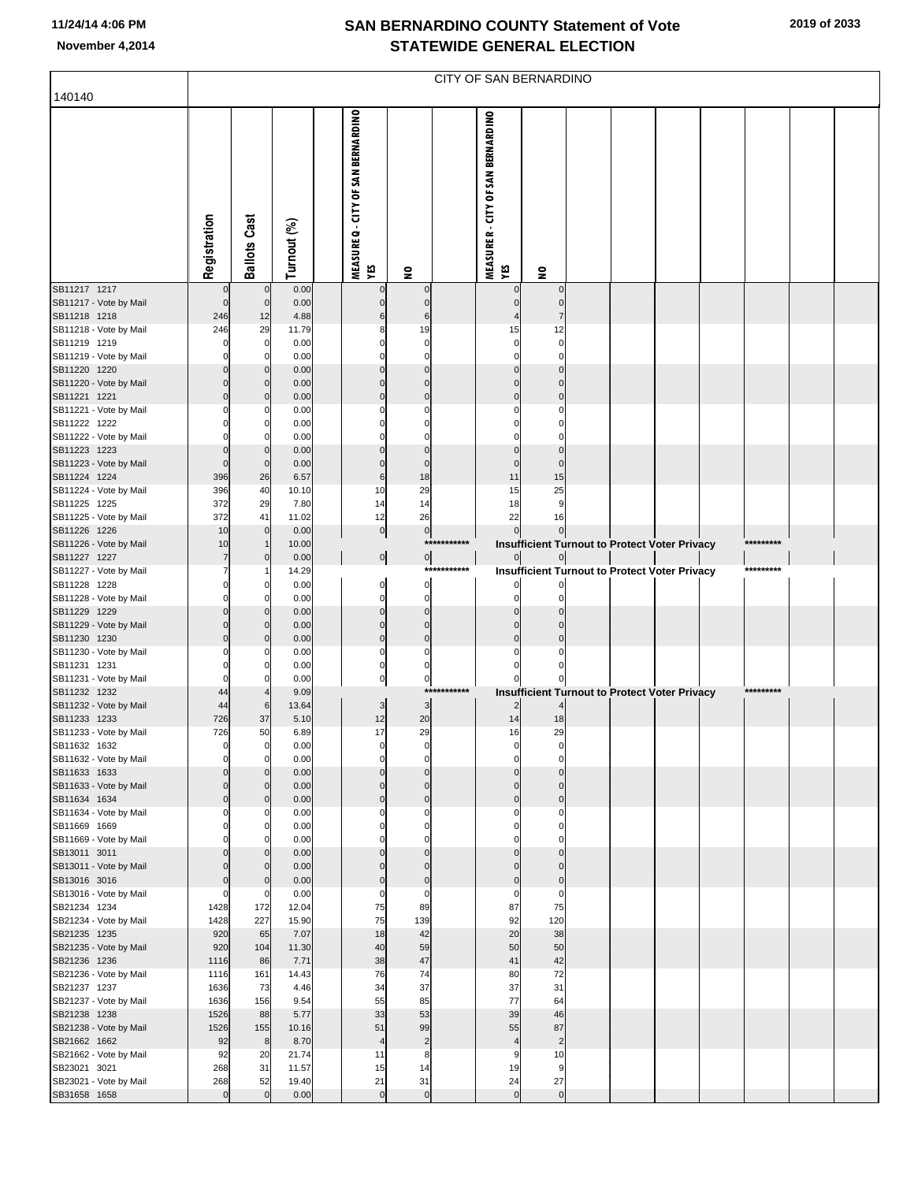# SAN BERNARDINO COUNTY Statement of Vote
## STATEWIDE GENERAL ELECTION

November 4,2014

CITY OF SAN BERNARDINO

140140

| | Registration | Ballots Cast | Turnout (%) | | MEASURE Q - CITY OF SAN BERNARDINO YES | NO | | MEASURE R - CITY OF SAN BERNARDINO YES | NO | | | | | | | |
|---|---|---|---|---|---|---|---|---|---|---|---|---|---|---|---|---|
| SB11217 1217 | 0 | 0 | 0.00 | | 0 | 0 | | 0 | 0 | | | | | | | |
| SB11217 - Vote by Mail | 0 | 0 | 0.00 | | 0 | 0 | | 0 | 0 | | | | | | | |
| SB11218 1218 | 246 | 12 | 4.88 | | 6 | 6 | | 4 | 7 | | | | | | | |
| SB11218 - Vote by Mail | 246 | 29 | 11.79 | | 8 | 19 | | 15 | 12 | | | | | | | |
| SB11219 1219 | 0 | 0 | 0.00 | | 0 | 0 | | 0 | 0 | | | | | | | |
| SB11219 - Vote by Mail | 0 | 0 | 0.00 | | 0 | 0 | | 0 | 0 | | | | | | | |
| SB11220 1220 | 0 | 0 | 0.00 | | 0 | 0 | | 0 | 0 | | | | | | | |
| SB11220 - Vote by Mail | 0 | 0 | 0.00 | | 0 | 0 | | 0 | 0 | | | | | | | |
| SB11221 1221 | 0 | 0 | 0.00 | | 0 | 0 | | 0 | 0 | | | | | | | |
| SB11221 - Vote by Mail | 0 | 0 | 0.00 | | 0 | 0 | | 0 | 0 | | | | | | | |
| SB11222 1222 | 0 | 0 | 0.00 | | 0 | 0 | | 0 | 0 | | | | | | | |
| SB11222 - Vote by Mail | 0 | 0 | 0.00 | | 0 | 0 | | 0 | 0 | | | | | | | |
| SB11223 1223 | 0 | 0 | 0.00 | | 0 | 0 | | 0 | 0 | | | | | | | |
| SB11223 - Vote by Mail | 0 | 0 | 0.00 | | 0 | 0 | | 0 | 0 | | | | | | | |
| SB11224 1224 | 396 | 26 | 6.57 | | 6 | 18 | | 11 | 15 | | | | | | | |
| SB11224 - Vote by Mail | 396 | 40 | 10.10 | | 10 | 29 | | 15 | 25 | | | | | | | |
| SB11225 1225 | 372 | 29 | 7.80 | | 14 | 14 | | 18 | 9 | | | | | | | |
| SB11225 - Vote by Mail | 372 | 41 | 11.02 | | 12 | 26 | | 22 | 16 | | | | | | | |
| SB11226 1226 | 10 | 0 | 0.00 | | 0 | 0 | | 0 | 0 | | | | | | | |
| SB11226 - Vote by Mail | 10 | 1 | 10.00 | | | | *********** | Insufficient Turnout to Protect Voter Privacy | | | | | | ********* | | |
| SB11227 1227 | 7 | 0 | 0.00 | | 0 | 0 | | 0 | 0 | | | | | | | |
| SB11227 - Vote by Mail | 7 | 1 | 14.29 | | | | *********** | Insufficient Turnout to Protect Voter Privacy | | | | | | ********* | | |
| SB11228 1228 | 0 | 0 | 0.00 | | 0 | 0 | | 0 | 0 | | | | | | | |
| SB11228 - Vote by Mail | 0 | 0 | 0.00 | | 0 | 0 | | 0 | 0 | | | | | | | |
| SB11229 1229 | 0 | 0 | 0.00 | | 0 | 0 | | 0 | 0 | | | | | | | |
| SB11229 - Vote by Mail | 0 | 0 | 0.00 | | 0 | 0 | | 0 | 0 | | | | | | | |
| SB11230 1230 | 0 | 0 | 0.00 | | 0 | 0 | | 0 | 0 | | | | | | | |
| SB11230 - Vote by Mail | 0 | 0 | 0.00 | | 0 | 0 | | 0 | 0 | | | | | | | |
| SB11231 1231 | 0 | 0 | 0.00 | | 0 | 0 | | 0 | 0 | | | | | | | |
| SB11231 - Vote by Mail | 0 | 0 | 0.00 | | 0 | 0 | | 0 | 0 | | | | | | | |
| SB11232 1232 | 44 | 4 | 9.09 | | | | *********** | Insufficient Turnout to Protect Voter Privacy | | | | | | ********* | | |
| SB11232 - Vote by Mail | 44 | 6 | 13.64 | | 3 | 3 | | 2 | 4 | | | | | | | |
| SB11233 1233 | 726 | 37 | 5.10 | | 12 | 20 | | 14 | 18 | | | | | | | |
| SB11233 - Vote by Mail | 726 | 50 | 6.89 | | 17 | 29 | | 16 | 29 | | | | | | | |
| SB11632 1632 | 0 | 0 | 0.00 | | 0 | 0 | | 0 | 0 | | | | | | | |
| SB11632 - Vote by Mail | 0 | 0 | 0.00 | | 0 | 0 | | 0 | 0 | | | | | | | |
| SB11633 1633 | 0 | 0 | 0.00 | | 0 | 0 | | 0 | 0 | | | | | | | |
| SB11633 - Vote by Mail | 0 | 0 | 0.00 | | 0 | 0 | | 0 | 0 | | | | | | | |
| SB11634 1634 | 0 | 0 | 0.00 | | 0 | 0 | | 0 | 0 | | | | | | | |
| SB11634 - Vote by Mail | 0 | 0 | 0.00 | | 0 | 0 | | 0 | 0 | | | | | | | |
| SB11669 1669 | 0 | 0 | 0.00 | | 0 | 0 | | 0 | 0 | | | | | | | |
| SB11669 - Vote by Mail | 0 | 0 | 0.00 | | 0 | 0 | | 0 | 0 | | | | | | | |
| SB13011 3011 | 0 | 0 | 0.00 | | 0 | 0 | | 0 | 0 | | | | | | | |
| SB13011 - Vote by Mail | 0 | 0 | 0.00 | | 0 | 0 | | 0 | 0 | | | | | | | |
| SB13016 3016 | 0 | 0 | 0.00 | | 0 | 0 | | 0 | 0 | | | | | | | |
| SB13016 - Vote by Mail | 0 | 0 | 0.00 | | 0 | 0 | | 0 | 0 | | | | | | | |
| SB21234 1234 | 1428 | 172 | 12.04 | | 75 | 89 | | 87 | 75 | | | | | | | |
| SB21234 - Vote by Mail | 1428 | 227 | 15.90 | | 75 | 139 | | 92 | 120 | | | | | | | |
| SB21235 1235 | 920 | 65 | 7.07 | | 18 | 42 | | 20 | 38 | | | | | | | |
| SB21235 - Vote by Mail | 920 | 104 | 11.30 | | 40 | 59 | | 50 | 50 | | | | | | | |
| SB21236 1236 | 1116 | 86 | 7.71 | | 38 | 47 | | 41 | 42 | | | | | | | |
| SB21236 - Vote by Mail | 1116 | 161 | 14.43 | | 76 | 74 | | 80 | 72 | | | | | | | |
| SB21237 1237 | 1636 | 73 | 4.46 | | 34 | 37 | | 37 | 31 | | | | | | | |
| SB21237 - Vote by Mail | 1636 | 156 | 9.54 | | 55 | 85 | | 77 | 64 | | | | | | | |
| SB21238 1238 | 1526 | 88 | 5.77 | | 33 | 53 | | 39 | 46 | | | | | | | |
| SB21238 - Vote by Mail | 1526 | 155 | 10.16 | | 51 | 99 | | 55 | 87 | | | | | | | |
| SB21662 1662 | 92 | 8 | 8.70 | | 4 | 2 | | 4 | 2 | | | | | | | |
| SB21662 - Vote by Mail | 92 | 20 | 21.74 | | 11 | 8 | | 9 | 10 | | | | | | | |
| SB23021 3021 | 268 | 31 | 11.57 | | 15 | 14 | | 19 | 9 | | | | | | | |
| SB23021 - Vote by Mail | 268 | 52 | 19.40 | | 21 | 31 | | 24 | 27 | | | | | | | |
| SB31658 1658 | 0 | 0 | 0.00 | | 0 | 0 | | 0 | 0 | | | | | | | |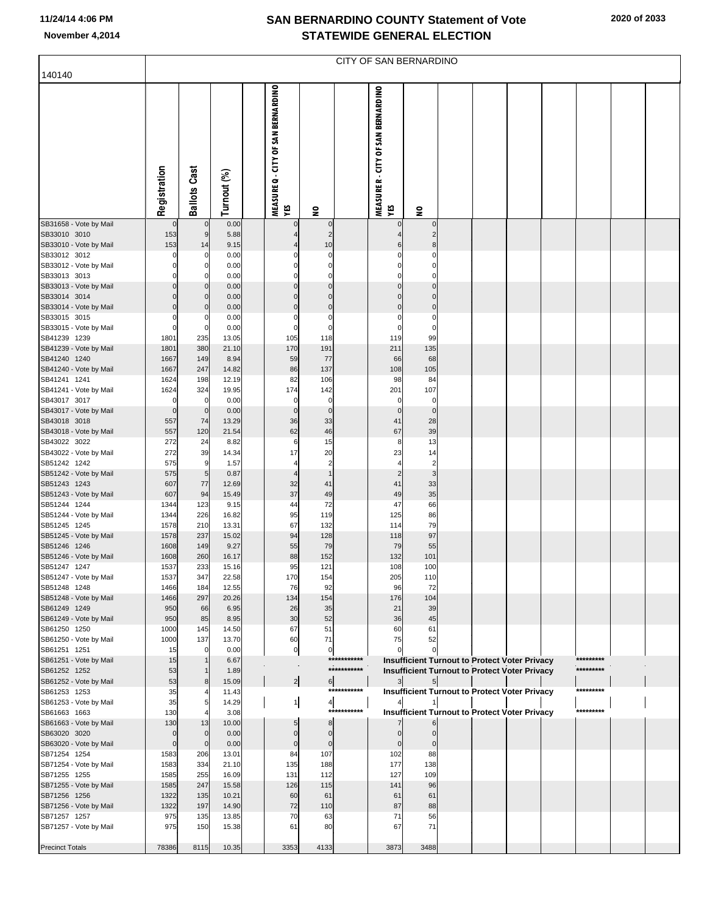# SAN BERNARDINO COUNTY Statement of Vote
## STATEWIDE GENERAL ELECTION

11/24/14 4:06 PM
November 4,2014

140140 — CITY OF SAN BERNARDINO

| | Registration | Ballots Cast | Turnout (%) | | MEASURE Q - CITY OF SAN BERNARDINO YES | NO | | MEASURE R - CITY OF SAN BERNARDINO YES | NO |
|---|---|---|---|---|---|---|---|---|---|
| SB31658 - Vote by Mail | 0 | 0 | 0.00 | | 0 | 0 | | 0 | 0 |
| SB33010 3010 | 153 | 9 | 5.88 | | 4 | 2 | | 4 | 2 |
| SB33010 - Vote by Mail | 153 | 14 | 9.15 | | 4 | 10 | | 6 | 8 |
| SB33012 3012 | 0 | 0 | 0.00 | | 0 | 0 | | 0 | 0 |
| SB33012 - Vote by Mail | 0 | 0 | 0.00 | | 0 | 0 | | 0 | 0 |
| SB33013 3013 | 0 | 0 | 0.00 | | 0 | 0 | | 0 | 0 |
| SB33013 - Vote by Mail | 0 | 0 | 0.00 | | 0 | 0 | | 0 | 0 |
| SB33014 3014 | 0 | 0 | 0.00 | | 0 | 0 | | 0 | 0 |
| SB33014 - Vote by Mail | 0 | 0 | 0.00 | | 0 | 0 | | 0 | 0 |
| SB33015 3015 | 0 | 0 | 0.00 | | 0 | 0 | | 0 | 0 |
| SB33015 - Vote by Mail | 0 | 0 | 0.00 | | 0 | 0 | | 0 | 0 |
| SB41239 1239 | 1801 | 235 | 13.05 | | 105 | 118 | | 119 | 99 |
| SB41239 - Vote by Mail | 1801 | 380 | 21.10 | | 170 | 191 | | 211 | 135 |
| SB41240 1240 | 1667 | 149 | 8.94 | | 59 | 77 | | 66 | 68 |
| SB41240 - Vote by Mail | 1667 | 247 | 14.82 | | 86 | 137 | | 108 | 105 |
| SB41241 1241 | 1624 | 198 | 12.19 | | 82 | 106 | | 98 | 84 |
| SB41241 - Vote by Mail | 1624 | 324 | 19.95 | | 174 | 142 | | 201 | 107 |
| SB43017 3017 | 0 | 0 | 0.00 | | 0 | 0 | | 0 | 0 |
| SB43017 - Vote by Mail | 0 | 0 | 0.00 | | 0 | 0 | | 0 | 0 |
| SB43018 3018 | 557 | 74 | 13.29 | | 36 | 33 | | 41 | 28 |
| SB43018 - Vote by Mail | 557 | 120 | 21.54 | | 62 | 46 | | 67 | 39 |
| SB43022 3022 | 272 | 24 | 8.82 | | 6 | 15 | | 8 | 13 |
| SB43022 - Vote by Mail | 272 | 39 | 14.34 | | 17 | 20 | | 23 | 14 |
| SB51242 1242 | 575 | 9 | 1.57 | | 4 | 2 | | 4 | 2 |
| SB51242 - Vote by Mail | 575 | 5 | 0.87 | | 4 | 1 | | 2 | 3 |
| SB51243 1243 | 607 | 77 | 12.69 | | 32 | 41 | | 41 | 33 |
| SB51243 - Vote by Mail | 607 | 94 | 15.49 | | 37 | 49 | | 49 | 35 |
| SB51244 1244 | 1344 | 123 | 9.15 | | 44 | 72 | | 47 | 66 |
| SB51244 - Vote by Mail | 1344 | 226 | 16.82 | | 95 | 119 | | 125 | 86 |
| SB51245 1245 | 1578 | 210 | 13.31 | | 67 | 132 | | 114 | 79 |
| SB51245 - Vote by Mail | 1578 | 237 | 15.02 | | 94 | 128 | | 118 | 97 |
| SB51246 1246 | 1608 | 149 | 9.27 | | 55 | 79 | | 79 | 55 |
| SB51246 - Vote by Mail | 1608 | 260 | 16.17 | | 88 | 152 | | 132 | 101 |
| SB51247 1247 | 1537 | 233 | 15.16 | | 95 | 121 | | 108 | 100 |
| SB51247 - Vote by Mail | 1537 | 347 | 22.58 | | 170 | 154 | | 205 | 110 |
| SB51248 1248 | 1466 | 184 | 12.55 | | 76 | 92 | | 96 | 72 |
| SB51248 - Vote by Mail | 1466 | 297 | 20.26 | | 134 | 154 | | 176 | 104 |
| SB61249 1249 | 950 | 66 | 6.95 | | 26 | 35 | | 21 | 39 |
| SB61249 - Vote by Mail | 950 | 85 | 8.95 | | 30 | 52 | | 36 | 45 |
| SB61250 1250 | 1000 | 145 | 14.50 | | 67 | 51 | | 60 | 61 |
| SB61250 - Vote by Mail | 1000 | 137 | 13.70 | | 60 | 71 | | 75 | 52 |
| SB61251 1251 | 15 | 0 | 0.00 | | 0 | 0 | | 0 | 0 |
| SB61251 - Vote by Mail | 15 | 1 | 6.67 | | | | *********** | Insufficient Turnout to Protect Voter Privacy | ********* |
| SB61252 1252 | 53 | 1 | 1.89 | | | | *********** | Insufficient Turnout to Protect Voter Privacy | ********* |
| SB61252 - Vote by Mail | 53 | 8 | 15.09 | | 2 | 6 | | 3 | 5 |
| SB61253 1253 | 35 | 4 | 11.43 | | | | *********** | Insufficient Turnout to Protect Voter Privacy | ********* |
| SB61253 - Vote by Mail | 35 | 5 | 14.29 | | 1 | 4 | | 4 | 1 |
| SB61663 1663 | 130 | 4 | 3.08 | | | | *********** | Insufficient Turnout to Protect Voter Privacy | ********* |
| SB61663 - Vote by Mail | 130 | 13 | 10.00 | | 5 | 8 | | 7 | 6 |
| SB63020 3020 | 0 | 0 | 0.00 | | 0 | 0 | | 0 | 0 |
| SB63020 - Vote by Mail | 0 | 0 | 0.00 | | 0 | 0 | | 0 | 0 |
| SB71254 1254 | 1583 | 206 | 13.01 | | 84 | 107 | | 102 | 88 |
| SB71254 - Vote by Mail | 1583 | 334 | 21.10 | | 135 | 188 | | 177 | 138 |
| SB71255 1255 | 1585 | 255 | 16.09 | | 131 | 112 | | 127 | 109 |
| SB71255 - Vote by Mail | 1585 | 247 | 15.58 | | 126 | 115 | | 141 | 96 |
| SB71256 1256 | 1322 | 135 | 10.21 | | 60 | 61 | | 61 | 61 |
| SB71256 - Vote by Mail | 1322 | 197 | 14.90 | | 72 | 110 | | 87 | 88 |
| SB71257 1257 | 975 | 135 | 13.85 | | 70 | 63 | | 71 | 56 |
| SB71257 - Vote by Mail | 975 | 150 | 15.38 | | 61 | 80 | | 67 | 71 |
| Precinct Totals | 78386 | 8115 | 10.35 | | 3353 | 4133 | | 3873 | 3488 |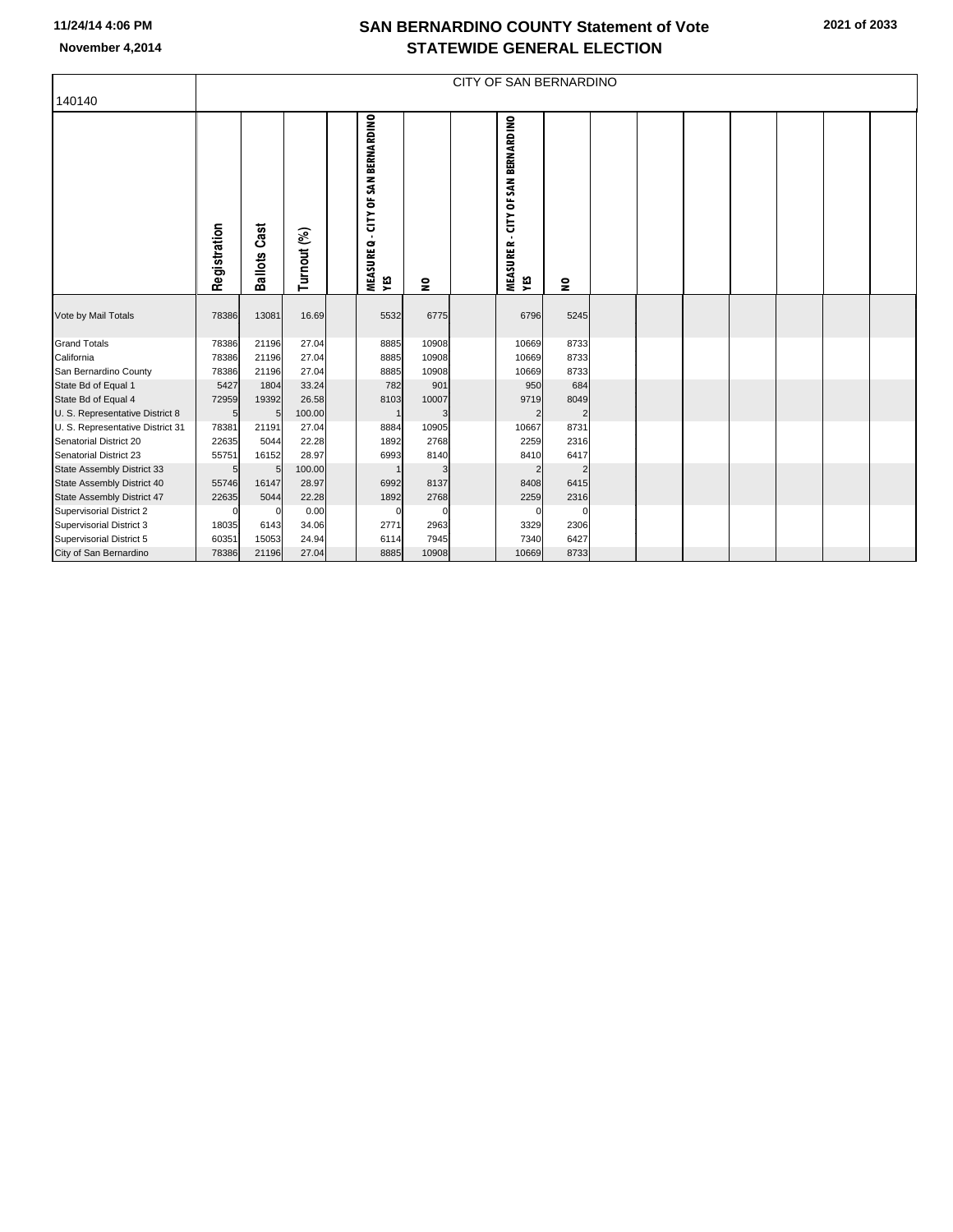# SAN BERNARDINO COUNTY Statement of Vote
## STATEWIDE GENERAL ELECTION

November 4,2014

140140

CITY OF SAN BERNARDINO

| | Registration | Ballots Cast | Turnout (%) | | MEASURE Q - CITY OF SAN BERNARDINO YES | NO | | MEASURE R - CITY OF SAN BERNARDINO YES | NO | | | | | | | |
|---|---|---|---|---|---|---|---|---|---|---|---|---|---|---|---|---|
| Vote by Mail Totals | 78386 | 13081 | 16.69 | | 5532 | 6775 | | 6796 | 5245 | | | | | | | |
| Grand Totals | 78386 | 21196 | 27.04 | | 8885 | 10908 | | 10669 | 8733 | | | | | | | |
| California | 78386 | 21196 | 27.04 | | 8885 | 10908 | | 10669 | 8733 | | | | | | | |
| San Bernardino County | 78386 | 21196 | 27.04 | | 8885 | 10908 | | 10669 | 8733 | | | | | | | |
| State Bd of Equal 1 | 5427 | 1804 | 33.24 | | 782 | 901 | | 950 | 684 | | | | | | | |
| State Bd of Equal 4 | 72959 | 19392 | 26.58 | | 8103 | 10007 | | 9719 | 8049 | | | | | | | |
| U. S. Representative District 8 | 5 | 5 | 100.00 | | 1 | 3 | | 2 | 2 | | | | | | | |
| U. S. Representative District 31 | 78381 | 21191 | 27.04 | | 8884 | 10905 | | 10667 | 8731 | | | | | | | |
| Senatorial District 20 | 22635 | 5044 | 22.28 | | 1892 | 2768 | | 2259 | 2316 | | | | | | | |
| Senatorial District 23 | 55751 | 16152 | 28.97 | | 6993 | 8140 | | 8410 | 6417 | | | | | | | |
| State Assembly District 33 | 5 | 5 | 100.00 | | 1 | 3 | | 2 | 2 | | | | | | | |
| State Assembly District 40 | 55746 | 16147 | 28.97 | | 6992 | 8137 | | 8408 | 6415 | | | | | | | |
| State Assembly District 47 | 22635 | 5044 | 22.28 | | 1892 | 2768 | | 2259 | 2316 | | | | | | | |
| Supervisorial District 2 | 0 | 0 | 0.00 | | 0 | 0 | | 0 | 0 | | | | | | | |
| Supervisorial District 3 | 18035 | 6143 | 34.06 | | 2771 | 2963 | | 3329 | 2306 | | | | | | | |
| Supervisorial District 5 | 60351 | 15053 | 24.94 | | 6114 | 7945 | | 7340 | 6427 | | | | | | | |
| City of San Bernardino | 78386 | 21196 | 27.04 | | 8885 | 10908 | | 10669 | 8733 | | | | | | | |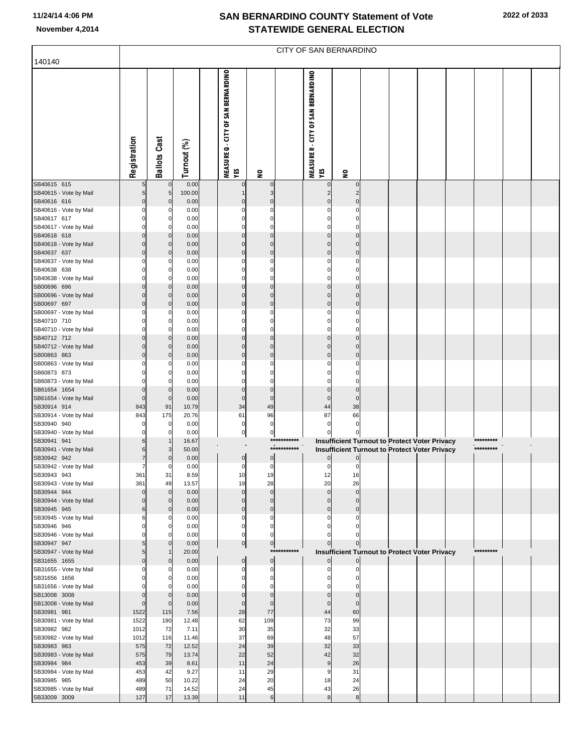# SAN BERNARDINO COUNTY Statement of Vote
# STATEWIDE GENERAL ELECTION

November 4,2014

CITY OF SAN BERNARDINO

140140

| | Registration | Ballots Cast | Turnout (%) | | MEASURE Q - CITY OF SAN BERNARDINO YES | NO | | MEASURE R - CITY OF SAN BERNARDINO YES | NO | | | | | | | |
|---|---|---|---|---|---|---|---|---|---|---|---|---|---|---|---|---|
| SB40615 615 | 5 | 0 | 0.00 | | 0 | 0 | | 0 | 0 | | | | | | | |
| SB40615 - Vote by Mail | 5 | 5 | 100.00 | | 1 | 3 | | 2 | 2 | | | | | | | |
| SB40616 616 | 0 | 0 | 0.00 | | 0 | 0 | | 0 | 0 | | | | | | | |
| SB40616 - Vote by Mail | 0 | 0 | 0.00 | | 0 | 0 | | 0 | 0 | | | | | | | |
| SB40617 617 | 0 | 0 | 0.00 | | 0 | 0 | | 0 | 0 | | | | | | | |
| SB40617 - Vote by Mail | 0 | 0 | 0.00 | | 0 | 0 | | 0 | 0 | | | | | | | |
| SB40618 618 | 0 | 0 | 0.00 | | 0 | 0 | | 0 | 0 | | | | | | | |
| SB40618 - Vote by Mail | 0 | 0 | 0.00 | | 0 | 0 | | 0 | 0 | | | | | | | |
| SB40637 637 | 0 | 0 | 0.00 | | 0 | 0 | | 0 | 0 | | | | | | | |
| SB40637 - Vote by Mail | 0 | 0 | 0.00 | | 0 | 0 | | 0 | 0 | | | | | | | |
| SB40638 638 | 0 | 0 | 0.00 | | 0 | 0 | | 0 | 0 | | | | | | | |
| SB40638 - Vote by Mail | 0 | 0 | 0.00 | | 0 | 0 | | 0 | 0 | | | | | | | |
| SB00696 696 | 0 | 0 | 0.00 | | 0 | 0 | | 0 | 0 | | | | | | | |
| SB00696 - Vote by Mail | 0 | 0 | 0.00 | | 0 | 0 | | 0 | 0 | | | | | | | |
| SB00697 697 | 0 | 0 | 0.00 | | 0 | 0 | | 0 | 0 | | | | | | | |
| SB00697 - Vote by Mail | 0 | 0 | 0.00 | | 0 | 0 | | 0 | 0 | | | | | | | |
| SB40710 710 | 0 | 0 | 0.00 | | 0 | 0 | | 0 | 0 | | | | | | | |
| SB40710 - Vote by Mail | 0 | 0 | 0.00 | | 0 | 0 | | 0 | 0 | | | | | | | |
| SB40712 712 | 0 | 0 | 0.00 | | 0 | 0 | | 0 | 0 | | | | | | | |
| SB40712 - Vote by Mail | 0 | 0 | 0.00 | | 0 | 0 | | 0 | 0 | | | | | | | |
| SB00863 863 | 0 | 0 | 0.00 | | 0 | 0 | | 0 | 0 | | | | | | | |
| SB00863 - Vote by Mail | 0 | 0 | 0.00 | | 0 | 0 | | 0 | 0 | | | | | | | |
| SB60873 873 | 0 | 0 | 0.00 | | 0 | 0 | | 0 | 0 | | | | | | | |
| SB60873 - Vote by Mail | 0 | 0 | 0.00 | | 0 | 0 | | 0 | 0 | | | | | | | |
| SB61654 1654 | 0 | 0 | 0.00 | | 0 | 0 | | 0 | 0 | | | | | | | |
| SB61654 - Vote by Mail | 0 | 0 | 0.00 | | 0 | 0 | | 0 | 0 | | | | | | | |
| SB30914 914 | 843 | 91 | 10.79 | | 34 | 49 | | 44 | 38 | | | | | | | |
| SB30914 - Vote by Mail | 843 | 175 | 20.76 | | 61 | 96 | | 87 | 66 | | | | | | | |
| SB30940 940 | 0 | 0 | 0.00 | | 0 | 0 | | 0 | 0 | | | | | | | |
| SB30940 - Vote by Mail | 0 | 0 | 0.00 | | 0 | 0 | | 0 | 0 | | | | | | | |
| SB30941 941 | 6 | 1 | 16.67 | | | | *********** | Insufficient Turnout to Protect Voter Privacy | | | | | | ********* | | |
| SB30941 - Vote by Mail | 6 | 3 | 50.00 | | | | *********** | Insufficient Turnout to Protect Voter Privacy | | | | | | ********* | | |
| SB30942 942 | 7 | 0 | 0.00 | | 0 | 0 | | 0 | 0 | | | | | | | |
| SB30942 - Vote by Mail | 7 | 0 | 0.00 | | 0 | 0 | | 0 | 0 | | | | | | | |
| SB30943 943 | 361 | 31 | 8.59 | | 10 | 19 | | 12 | 16 | | | | | | | |
| SB30943 - Vote by Mail | 361 | 49 | 13.57 | | 19 | 28 | | 20 | 26 | | | | | | | |
| SB30944 944 | 0 | 0 | 0.00 | | 0 | 0 | | 0 | 0 | | | | | | | |
| SB30944 - Vote by Mail | 0 | 0 | 0.00 | | 0 | 0 | | 0 | 0 | | | | | | | |
| SB30945 945 | 6 | 0 | 0.00 | | 0 | 0 | | 0 | 0 | | | | | | | |
| SB30945 - Vote by Mail | 6 | 0 | 0.00 | | 0 | 0 | | 0 | 0 | | | | | | | |
| SB30946 946 | 0 | 0 | 0.00 | | 0 | 0 | | 0 | 0 | | | | | | | |
| SB30946 - Vote by Mail | 0 | 0 | 0.00 | | 0 | 0 | | 0 | 0 | | | | | | | |
| SB30947 947 | 5 | 0 | 0.00 | | 0 | 0 | | 0 | 0 | | | | | | | |
| SB30947 - Vote by Mail | 5 | 1 | 20.00 | | | | *********** | Insufficient Turnout to Protect Voter Privacy | | | | | | ********* | | |
| SB31655 1655 | 0 | 0 | 0.00 | | 0 | 0 | | 0 | 0 | | | | | | | |
| SB31655 - Vote by Mail | 0 | 0 | 0.00 | | 0 | 0 | | 0 | 0 | | | | | | | |
| SB31656 1656 | 0 | 0 | 0.00 | | 0 | 0 | | 0 | 0 | | | | | | | |
| SB31656 - Vote by Mail | 0 | 0 | 0.00 | | 0 | 0 | | 0 | 0 | | | | | | | |
| SB13008 3008 | 0 | 0 | 0.00 | | 0 | 0 | | 0 | 0 | | | | | | | |
| SB13008 - Vote by Mail | 0 | 0 | 0.00 | | 0 | 0 | | 0 | 0 | | | | | | | |
| SB30981 981 | 1522 | 115 | 7.56 | | 28 | 77 | | 44 | 60 | | | | | | | |
| SB30981 - Vote by Mail | 1522 | 190 | 12.48 | | 62 | 109 | | 73 | 99 | | | | | | | |
| SB30982 982 | 1012 | 72 | 7.11 | | 30 | 35 | | 32 | 33 | | | | | | | |
| SB30982 - Vote by Mail | 1012 | 116 | 11.46 | | 37 | 69 | | 48 | 57 | | | | | | | |
| SB30983 983 | 575 | 72 | 12.52 | | 24 | 39 | | 32 | 33 | | | | | | | |
| SB30983 - Vote by Mail | 575 | 79 | 13.74 | | 22 | 52 | | 42 | 32 | | | | | | | |
| SB30984 984 | 453 | 39 | 8.61 | | 11 | 24 | | 9 | 26 | | | | | | | |
| SB30984 - Vote by Mail | 453 | 42 | 9.27 | | 11 | 29 | | 9 | 31 | | | | | | | |
| SB30985 985 | 489 | 50 | 10.22 | | 24 | 20 | | 18 | 24 | | | | | | | |
| SB30985 - Vote by Mail | 489 | 71 | 14.52 | | 24 | 45 | | 43 | 26 | | | | | | | |
| SB33009 3009 | 127 | 17 | 13.39 | | 11 | 6 | | 8 | 8 | | | | | | | |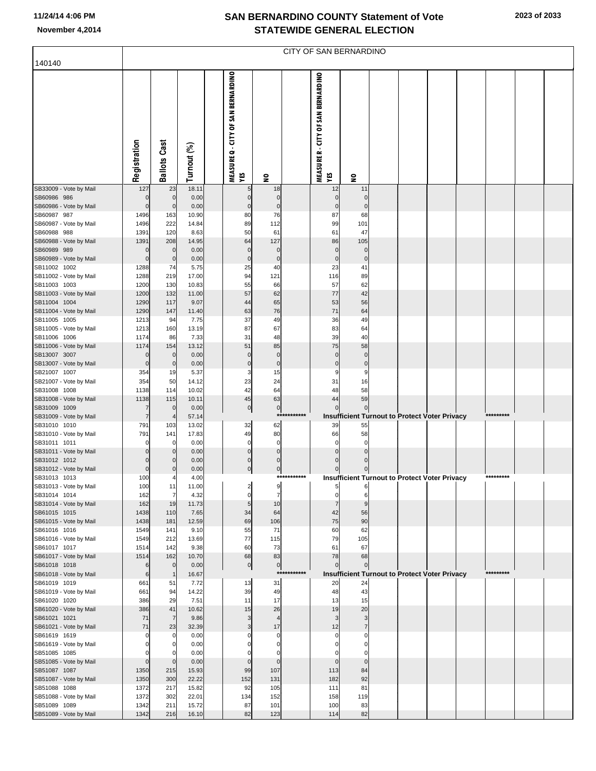# SAN BERNARDINO COUNTY Statement of Vote
## STATEWIDE GENERAL ELECTION

11/24/14 4:06 PM
November 4,2014

140140

CITY OF SAN BERNARDINO

| | Registration | Ballots Cast | Turnout (%) | | MEASURE Q - CITY OF SAN BERNARDINO YES | NO | | MEASURE R - CITY OF SAN BERNARDINO YES | NO | | | | | | | |
|---|---|---|---|---|---|---|---|---|---|---|---|---|---|---|---|---|
| SB33009 - Vote by Mail | 127 | 23 | 18.11 | | 5 | 18 | | 12 | 11 | | | | | | | |
| SB60986 986 | 0 | 0 | 0.00 | | 0 | 0 | | 0 | 0 | | | | | | | |
| SB60986 - Vote by Mail | 0 | 0 | 0.00 | | 0 | 0 | | 0 | 0 | | | | | | | |
| SB60987 987 | 1496 | 163 | 10.90 | | 80 | 76 | | 87 | 68 | | | | | | | |
| SB60987 - Vote by Mail | 1496 | 222 | 14.84 | | 89 | 112 | | 99 | 101 | | | | | | | |
| SB60988 988 | 1391 | 120 | 8.63 | | 50 | 61 | | 61 | 47 | | | | | | | |
| SB60988 - Vote by Mail | 1391 | 208 | 14.95 | | 64 | 127 | | 86 | 105 | | | | | | | |
| SB60989 989 | 0 | 0 | 0.00 | | 0 | 0 | | 0 | 0 | | | | | | | |
| SB60989 - Vote by Mail | 0 | 0 | 0.00 | | 0 | 0 | | 0 | 0 | | | | | | | |
| SB11002 1002 | 1288 | 74 | 5.75 | | 25 | 40 | | 23 | 41 | | | | | | | |
| SB11002 - Vote by Mail | 1288 | 219 | 17.00 | | 94 | 121 | | 116 | 89 | | | | | | | |
| SB11003 1003 | 1200 | 130 | 10.83 | | 55 | 66 | | 57 | 62 | | | | | | | |
| SB11003 - Vote by Mail | 1200 | 132 | 11.00 | | 57 | 62 | | 77 | 42 | | | | | | | |
| SB11004 1004 | 1290 | 117 | 9.07 | | 44 | 65 | | 53 | 56 | | | | | | | |
| SB11004 - Vote by Mail | 1290 | 147 | 11.40 | | 63 | 76 | | 71 | 64 | | | | | | | |
| SB11005 1005 | 1213 | 94 | 7.75 | | 37 | 49 | | 36 | 49 | | | | | | | |
| SB11005 - Vote by Mail | 1213 | 160 | 13.19 | | 87 | 67 | | 83 | 64 | | | | | | | |
| SB11006 1006 | 1174 | 86 | 7.33 | | 31 | 48 | | 39 | 40 | | | | | | | |
| SB11006 - Vote by Mail | 1174 | 154 | 13.12 | | 51 | 85 | | 75 | 58 | | | | | | | |
| SB13007 3007 | 0 | 0 | 0.00 | | 0 | 0 | | 0 | 0 | | | | | | | |
| SB13007 - Vote by Mail | 0 | 0 | 0.00 | | 0 | 0 | | 0 | 0 | | | | | | | |
| SB21007 1007 | 354 | 19 | 5.37 | | 3 | 15 | | 9 | 9 | | | | | | | |
| SB21007 - Vote by Mail | 354 | 50 | 14.12 | | 23 | 24 | | 31 | 16 | | | | | | | |
| SB31008 1008 | 1138 | 114 | 10.02 | | 42 | 64 | | 48 | 58 | | | | | | | |
| SB31008 - Vote by Mail | 1138 | 115 | 10.11 | | 45 | 63 | | 44 | 59 | | | | | | | |
| SB31009 1009 | 7 | 0 | 0.00 | | 0 | 0 | | 0 | 0 | | | | | | | |
| SB31009 - Vote by Mail | 7 | 4 | 57.14 | | | | *********** | Insufficient Turnout to Protect Voter Privacy | | | | | | ********* | | |
| SB31010 1010 | 791 | 103 | 13.02 | | 32 | 62 | | 39 | 55 | | | | | | | |
| SB31010 - Vote by Mail | 791 | 141 | 17.83 | | 49 | 80 | | 66 | 58 | | | | | | | |
| SB31011 1011 | 0 | 0 | 0.00 | | 0 | 0 | | 0 | 0 | | | | | | | |
| SB31011 - Vote by Mail | 0 | 0 | 0.00 | | 0 | 0 | | 0 | 0 | | | | | | | |
| SB31012 1012 | 0 | 0 | 0.00 | | 0 | 0 | | 0 | 0 | | | | | | | |
| SB31012 - Vote by Mail | 0 | 0 | 0.00 | | 0 | 0 | | 0 | 0 | | | | | | | |
| SB31013 1013 | 100 | 4 | 4.00 | | | | *********** | Insufficient Turnout to Protect Voter Privacy | | | | | | ********* | | |
| SB31013 - Vote by Mail | 100 | 11 | 11.00 | | 2 | 9 | | 5 | 6 | | | | | | | |
| SB31014 1014 | 162 | 7 | 4.32 | | 0 | 7 | | 0 | 6 | | | | | | | |
| SB31014 - Vote by Mail | 162 | 19 | 11.73 | | 5 | 10 | | 7 | 9 | | | | | | | |
| SB61015 1015 | 1438 | 110 | 7.65 | | 34 | 64 | | 42 | 56 | | | | | | | |
| SB61015 - Vote by Mail | 1438 | 181 | 12.59 | | 69 | 106 | | 75 | 90 | | | | | | | |
| SB61016 1016 | 1549 | 141 | 9.10 | | 55 | 71 | | 60 | 62 | | | | | | | |
| SB61016 - Vote by Mail | 1549 | 212 | 13.69 | | 77 | 115 | | 79 | 105 | | | | | | | |
| SB61017 1017 | 1514 | 142 | 9.38 | | 60 | 73 | | 61 | 67 | | | | | | | |
| SB61017 - Vote by Mail | 1514 | 162 | 10.70 | | 68 | 83 | | 78 | 68 | | | | | | | |
| SB61018 1018 | 6 | 0 | 0.00 | | 0 | 0 | | 0 | 0 | | | | | | | |
| SB61018 - Vote by Mail | 6 | 1 | 16.67 | | | | *********** | Insufficient Turnout to Protect Voter Privacy | | | | | | ********* | | |
| SB61019 1019 | 661 | 51 | 7.72 | | 13 | 31 | | 20 | 24 | | | | | | | |
| SB61019 - Vote by Mail | 661 | 94 | 14.22 | | 39 | 49 | | 48 | 43 | | | | | | | |
| SB61020 1020 | 386 | 29 | 7.51 | | 11 | 17 | | 13 | 15 | | | | | | | |
| SB61020 - Vote by Mail | 386 | 41 | 10.62 | | 15 | 26 | | 19 | 20 | | | | | | | |
| SB61021 1021 | 71 | 7 | 9.86 | | 3 | 4 | | 3 | 3 | | | | | | | |
| SB61021 - Vote by Mail | 71 | 23 | 32.39 | | 3 | 17 | | 12 | 7 | | | | | | | |
| SB61619 1619 | 0 | 0 | 0.00 | | 0 | 0 | | 0 | 0 | | | | | | | |
| SB61619 - Vote by Mail | 0 | 0 | 0.00 | | 0 | 0 | | 0 | 0 | | | | | | | |
| SB51085 1085 | 0 | 0 | 0.00 | | 0 | 0 | | 0 | 0 | | | | | | | |
| SB51085 - Vote by Mail | 0 | 0 | 0.00 | | 0 | 0 | | 0 | 0 | | | | | | | |
| SB51087 1087 | 1350 | 215 | 15.93 | | 99 | 107 | | 113 | 84 | | | | | | | |
| SB51087 - Vote by Mail | 1350 | 300 | 22.22 | | 152 | 131 | | 182 | 92 | | | | | | | |
| SB51088 1088 | 1372 | 217 | 15.82 | | 92 | 105 | | 111 | 81 | | | | | | | |
| SB51088 - Vote by Mail | 1372 | 302 | 22.01 | | 134 | 152 | | 158 | 119 | | | | | | | |
| SB51089 1089 | 1342 | 211 | 15.72 | | 87 | 101 | | 100 | 83 | | | | | | | |
| SB51089 - Vote by Mail | 1342 | 216 | 16.10 | | 82 | 123 | | 114 | 82 | | | | | | | |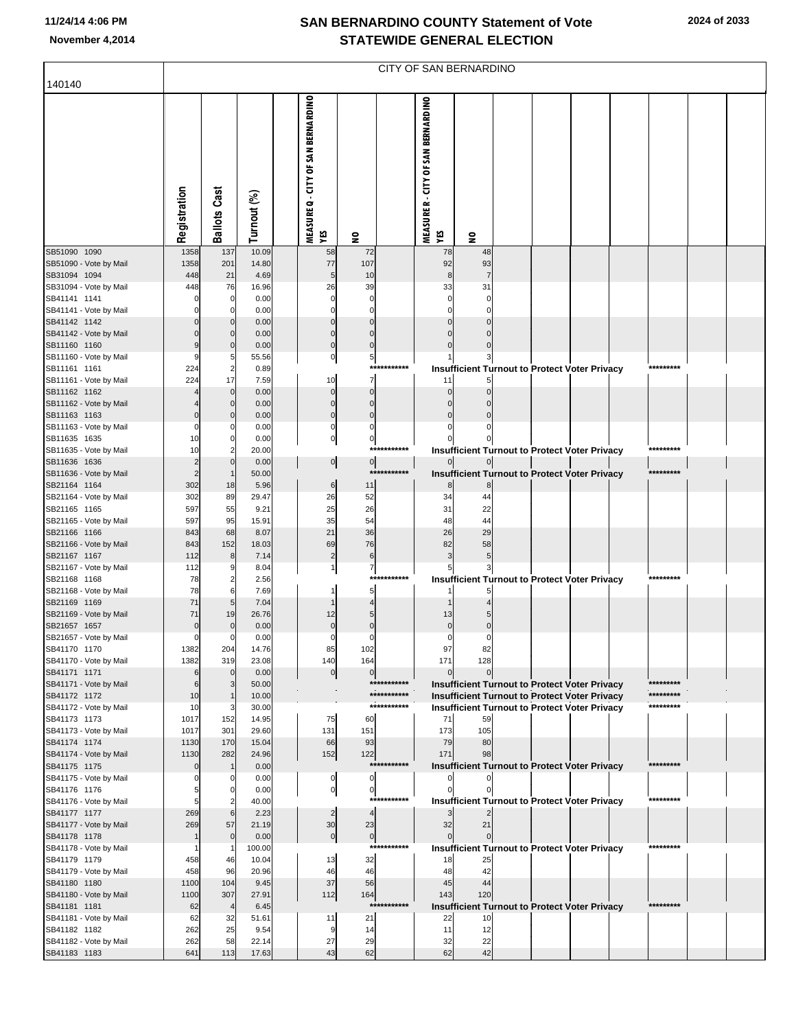# SAN BERNARDINO COUNTY Statement of Vote
# STATEWIDE GENERAL ELECTION

CITY OF SAN BERNARDINO

140140

| | Registration | Ballots Cast | Turnout (%) | | MEASURE Q - CITY OF SAN BERNARDINO YES | NO | | MEASURE R - CITY OF SAN BERNARDINO YES | NO | | | | | | |
|---|---|---|---|---|---|---|---|---|---|---|---|---|---|---|---|
| SB51090 1090 | 1358 | 137 | 10.09 | | 58 | 72 | | 78 | 48 | | | | | | |
| SB51090 - Vote by Mail | 1358 | 201 | 14.80 | | 77 | 107 | | 92 | 93 | | | | | | |
| SB31094 1094 | 448 | 21 | 4.69 | | 5 | 10 | | 8 | 7 | | | | | | |
| SB31094 - Vote by Mail | 448 | 76 | 16.96 | | 26 | 39 | | 33 | 31 | | | | | | |
| SB41141 1141 | 0 | 0 | 0.00 | | 0 | 0 | | 0 | 0 | | | | | | |
| SB41141 - Vote by Mail | 0 | 0 | 0.00 | | 0 | 0 | | 0 | 0 | | | | | | |
| SB41142 1142 | 0 | 0 | 0.00 | | 0 | 0 | | 0 | 0 | | | | | | |
| SB41142 - Vote by Mail | 0 | 0 | 0.00 | | 0 | 0 | | 0 | 0 | | | | | | |
| SB11160 1160 | 9 | 0 | 0.00 | | 0 | 0 | | 0 | 0 | | | | | | |
| SB11160 - Vote by Mail | 9 | 5 | 55.56 | | 0 | 5 | | 1 | 3 | | | | | | |
| SB11161 1161 | 224 | 2 | 0.89 | | | | *********** | Insufficient Turnout to Protect Voter Privacy | | | | | | ********* | |
| SB11161 - Vote by Mail | 224 | 17 | 7.59 | | 10 | 7 | | 11 | 5 | | | | | | |
| SB11162 1162 | 4 | 0 | 0.00 | | 0 | 0 | | 0 | 0 | | | | | | |
| SB11162 - Vote by Mail | 4 | 0 | 0.00 | | 0 | 0 | | 0 | 0 | | | | | | |
| SB11163 1163 | 0 | 0 | 0.00 | | 0 | 0 | | 0 | 0 | | | | | | |
| SB11163 - Vote by Mail | 0 | 0 | 0.00 | | 0 | 0 | | 0 | 0 | | | | | | |
| SB11635 1635 | 10 | 0 | 0.00 | | 0 | 0 | | 0 | 0 | | | | | | |
| SB11635 - Vote by Mail | 10 | 2 | 20.00 | | | | *********** | Insufficient Turnout to Protect Voter Privacy | | | | | | ********* | |
| SB11636 1636 | 2 | 0 | 0.00 | | 0 | 0 | | 0 | 0 | | | | | | |
| SB11636 - Vote by Mail | 2 | 1 | 50.00 | | | | *********** | Insufficient Turnout to Protect Voter Privacy | | | | | | ********* | |
| SB21164 1164 | 302 | 18 | 5.96 | | 6 | 11 | | 8 | 8 | | | | | | |
| SB21164 - Vote by Mail | 302 | 89 | 29.47 | | 26 | 52 | | 34 | 44 | | | | | | |
| SB21165 1165 | 597 | 55 | 9.21 | | 25 | 26 | | 31 | 22 | | | | | | |
| SB21165 - Vote by Mail | 597 | 95 | 15.91 | | 35 | 54 | | 48 | 44 | | | | | | |
| SB21166 1166 | 843 | 68 | 8.07 | | 21 | 36 | | 26 | 29 | | | | | | |
| SB21166 - Vote by Mail | 843 | 152 | 18.03 | | 69 | 76 | | 82 | 58 | | | | | | |
| SB21167 1167 | 112 | 8 | 7.14 | | 2 | 6 | | 3 | 5 | | | | | | |
| SB21167 - Vote by Mail | 112 | 9 | 8.04 | | 1 | 7 | | 5 | 3 | | | | | | |
| SB21168 1168 | 78 | 2 | 2.56 | | | | *********** | Insufficient Turnout to Protect Voter Privacy | | | | | | ********* | |
| SB21168 - Vote by Mail | 78 | 6 | 7.69 | | 1 | 5 | | 1 | 5 | | | | | | |
| SB21169 1169 | 71 | 5 | 7.04 | | 1 | 4 | | 1 | 4 | | | | | | |
| SB21169 - Vote by Mail | 71 | 19 | 26.76 | | 12 | 5 | | 13 | 5 | | | | | | |
| SB21657 1657 | 0 | 0 | 0.00 | | 0 | 0 | | 0 | 0 | | | | | | |
| SB21657 - Vote by Mail | 0 | 0 | 0.00 | | 0 | 0 | | 0 | 0 | | | | | | |
| SB41170 1170 | 1382 | 204 | 14.76 | | 85 | 102 | | 97 | 82 | | | | | | |
| SB41170 - Vote by Mail | 1382 | 319 | 23.08 | | 140 | 164 | | 171 | 128 | | | | | | |
| SB41171 1171 | 6 | 0 | 0.00 | | 0 | 0 | | 0 | 0 | | | | | | |
| SB41171 - Vote by Mail | 6 | 3 | 50.00 | | | | *********** | Insufficient Turnout to Protect Voter Privacy | | | | | | ********* | |
| SB41172 1172 | 10 | 1 | 10.00 | | | | *********** | Insufficient Turnout to Protect Voter Privacy | | | | | | ********* | |
| SB41172 - Vote by Mail | 10 | 3 | 30.00 | | | | *********** | Insufficient Turnout to Protect Voter Privacy | | | | | | ********* | |
| SB41173 1173 | 1017 | 152 | 14.95 | | 75 | 60 | | 71 | 59 | | | | | | |
| SB41173 - Vote by Mail | 1017 | 301 | 29.60 | | 131 | 151 | | 173 | 105 | | | | | | |
| SB41174 1174 | 1130 | 170 | 15.04 | | 66 | 93 | | 79 | 80 | | | | | | |
| SB41174 - Vote by Mail | 1130 | 282 | 24.96 | | 152 | 122 | | 171 | 98 | | | | | | |
| SB41175 1175 | 0 | 1 | 0.00 | | | | *********** | Insufficient Turnout to Protect Voter Privacy | | | | | | ********* | |
| SB41175 - Vote by Mail | 0 | 0 | 0.00 | | 0 | 0 | | 0 | 0 | | | | | | |
| SB41176 1176 | 5 | 0 | 0.00 | | 0 | 0 | | 0 | 0 | | | | | | |
| SB41176 - Vote by Mail | 5 | 2 | 40.00 | | | | *********** | Insufficient Turnout to Protect Voter Privacy | | | | | | ********* | |
| SB41177 1177 | 269 | 6 | 2.23 | | 2 | 4 | | 3 | 2 | | | | | | |
| SB41177 - Vote by Mail | 269 | 57 | 21.19 | | 30 | 23 | | 32 | 21 | | | | | | |
| SB41178 1178 | 1 | 0 | 0.00 | | 0 | 0 | | 0 | 0 | | | | | | |
| SB41178 - Vote by Mail | 1 | 1 | 100.00 | | | | *********** | Insufficient Turnout to Protect Voter Privacy | | | | | | ********* | |
| SB41179 1179 | 458 | 46 | 10.04 | | 13 | 32 | | 18 | 25 | | | | | | |
| SB41179 - Vote by Mail | 458 | 96 | 20.96 | | 46 | 46 | | 48 | 42 | | | | | | |
| SB41180 1180 | 1100 | 104 | 9.45 | | 37 | 56 | | 45 | 44 | | | | | | |
| SB41180 - Vote by Mail | 1100 | 307 | 27.91 | | 112 | 164 | | 143 | 120 | | | | | | |
| SB41181 1181 | 62 | 4 | 6.45 | | | | *********** | Insufficient Turnout to Protect Voter Privacy | | | | | | ********* | |
| SB41181 - Vote by Mail | 62 | 32 | 51.61 | | 11 | 21 | | 22 | 10 | | | | | | |
| SB41182 1182 | 262 | 25 | 9.54 | | 9 | 14 | | 11 | 12 | | | | | | |
| SB41182 - Vote by Mail | 262 | 58 | 22.14 | | 27 | 29 | | 32 | 22 | | | | | | |
| SB41183 1183 | 641 | 113 | 17.63 | | 43 | 62 | | 62 | 42 | | | | | | |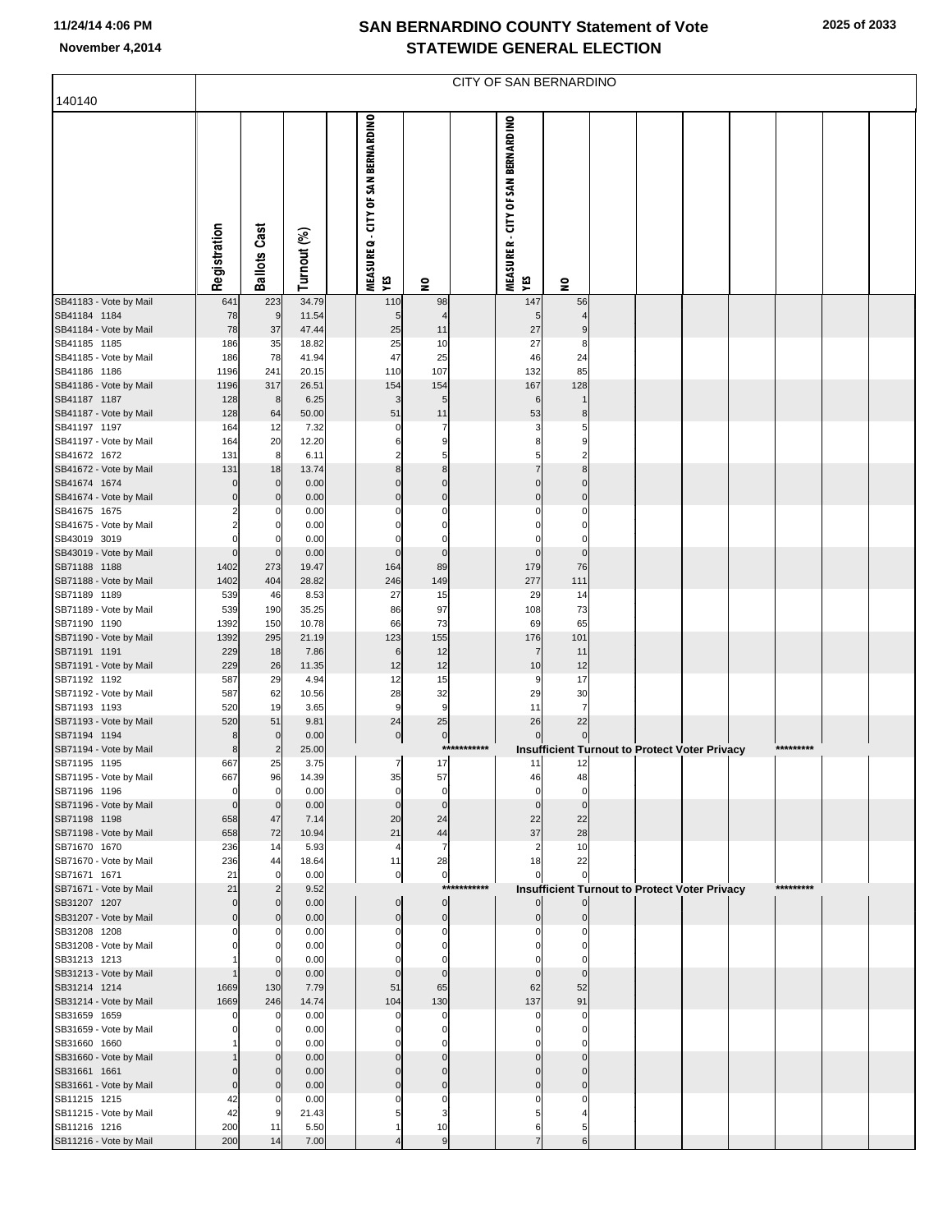# SAN BERNARDINO COUNTY Statement of Vote
## STATEWIDE GENERAL ELECTION

11/24/14 4:06 PM
November 4,2014

CITY OF SAN BERNARDINO

140140

| | Registration | Ballots Cast | Turnout (%) | | MEASURE Q - CITY OF SAN BERNARDINO YES | NO | | MEASURE R - CITY OF SAN BERNARDINO YES | NO | | | | | | | |
|---|---|---|---|---|---|---|---|---|---|---|---|---|---|---|---|---|
| SB41183 - Vote by Mail | 641 | 223 | 34.79 | | 110 | 98 | | 147 | 56 | | | | | | | |
| SB41184 1184 | 78 | 9 | 11.54 | | 5 | 4 | | 5 | 4 | | | | | | | |
| SB41184 - Vote by Mail | 78 | 37 | 47.44 | | 25 | 11 | | 27 | 9 | | | | | | | |
| SB41185 1185 | 186 | 35 | 18.82 | | 25 | 10 | | 27 | 8 | | | | | | | |
| SB41185 - Vote by Mail | 186 | 78 | 41.94 | | 47 | 25 | | 46 | 24 | | | | | | | |
| SB41186 1186 | 1196 | 241 | 20.15 | | 110 | 107 | | 132 | 85 | | | | | | | |
| SB41186 - Vote by Mail | 1196 | 317 | 26.51 | | 154 | 154 | | 167 | 128 | | | | | | | |
| SB41187 1187 | 128 | 8 | 6.25 | | 3 | 5 | | 6 | 1 | | | | | | | |
| SB41187 - Vote by Mail | 128 | 64 | 50.00 | | 51 | 11 | | 53 | 8 | | | | | | | |
| SB41197 1197 | 164 | 12 | 7.32 | | 0 | 7 | | 3 | 5 | | | | | | | |
| SB41197 - Vote by Mail | 164 | 20 | 12.20 | | 6 | 9 | | 8 | 9 | | | | | | | |
| SB41672 1672 | 131 | 8 | 6.11 | | 2 | 5 | | 5 | 2 | | | | | | | |
| SB41672 - Vote by Mail | 131 | 18 | 13.74 | | 8 | 8 | | 7 | 8 | | | | | | | |
| SB41674 1674 | 0 | 0 | 0.00 | | 0 | 0 | | 0 | 0 | | | | | | | |
| SB41674 - Vote by Mail | 0 | 0 | 0.00 | | 0 | 0 | | 0 | 0 | | | | | | | |
| SB41675 1675 | 2 | 0 | 0.00 | | 0 | 0 | | 0 | 0 | | | | | | | |
| SB41675 - Vote by Mail | 2 | 0 | 0.00 | | 0 | 0 | | 0 | 0 | | | | | | | |
| SB43019 3019 | 0 | 0 | 0.00 | | 0 | 0 | | 0 | 0 | | | | | | | |
| SB43019 - Vote by Mail | 0 | 0 | 0.00 | | 0 | 0 | | 0 | 0 | | | | | | | |
| SB71188 1188 | 1402 | 273 | 19.47 | | 164 | 89 | | 179 | 76 | | | | | | | |
| SB71188 - Vote by Mail | 1402 | 404 | 28.82 | | 246 | 149 | | 277 | 111 | | | | | | | |
| SB71189 1189 | 539 | 46 | 8.53 | | 27 | 15 | | 29 | 14 | | | | | | | |
| SB71189 - Vote by Mail | 539 | 190 | 35.25 | | 86 | 97 | | 108 | 73 | | | | | | | |
| SB71190 1190 | 1392 | 150 | 10.78 | | 66 | 73 | | 69 | 65 | | | | | | | |
| SB71190 - Vote by Mail | 1392 | 295 | 21.19 | | 123 | 155 | | 176 | 101 | | | | | | | |
| SB71191 1191 | 229 | 18 | 7.86 | | 6 | 12 | | 7 | 11 | | | | | | | |
| SB71191 - Vote by Mail | 229 | 26 | 11.35 | | 12 | 12 | | 10 | 12 | | | | | | | |
| SB71192 1192 | 587 | 29 | 4.94 | | 12 | 15 | | 9 | 17 | | | | | | | |
| SB71192 - Vote by Mail | 587 | 62 | 10.56 | | 28 | 32 | | 29 | 30 | | | | | | | |
| SB71193 1193 | 520 | 19 | 3.65 | | 9 | 9 | | 11 | 7 | | | | | | | |
| SB71193 - Vote by Mail | 520 | 51 | 9.81 | | 24 | 25 | | 26 | 22 | | | | | | | |
| SB71194 1194 | 8 | 0 | 0.00 | | 0 | 0 | | 0 | 0 | | | | | | | |
| SB71194 - Vote by Mail | 8 | 2 | 25.00 | | | | *********** | Insufficient Turnout to Protect Voter Privacy | | | | | | ********* | | |
| SB71195 1195 | 667 | 25 | 3.75 | | 7 | 17 | | 11 | 12 | | | | | | | |
| SB71195 - Vote by Mail | 667 | 96 | 14.39 | | 35 | 57 | | 46 | 48 | | | | | | | |
| SB71196 1196 | 0 | 0 | 0.00 | | 0 | 0 | | 0 | 0 | | | | | | | |
| SB71196 - Vote by Mail | 0 | 0 | 0.00 | | 0 | 0 | | 0 | 0 | | | | | | | |
| SB71198 1198 | 658 | 47 | 7.14 | | 20 | 24 | | 22 | 22 | | | | | | | |
| SB71198 - Vote by Mail | 658 | 72 | 10.94 | | 21 | 44 | | 37 | 28 | | | | | | | |
| SB71670 1670 | 236 | 14 | 5.93 | | 4 | 7 | | 2 | 10 | | | | | | | |
| SB71670 - Vote by Mail | 236 | 44 | 18.64 | | 11 | 28 | | 18 | 22 | | | | | | | |
| SB71671 1671 | 21 | 0 | 0.00 | | 0 | 0 | | 0 | 0 | | | | | | | |
| SB71671 - Vote by Mail | 21 | 2 | 9.52 | | | | *********** | Insufficient Turnout to Protect Voter Privacy | | | | | | ********* | | |
| SB31207 1207 | 0 | 0 | 0.00 | | 0 | 0 | | 0 | 0 | | | | | | | |
| SB31207 - Vote by Mail | 0 | 0 | 0.00 | | 0 | 0 | | 0 | 0 | | | | | | | |
| SB31208 1208 | 0 | 0 | 0.00 | | 0 | 0 | | 0 | 0 | | | | | | | |
| SB31208 - Vote by Mail | 0 | 0 | 0.00 | | 0 | 0 | | 0 | 0 | | | | | | | |
| SB31213 1213 | 1 | 0 | 0.00 | | 0 | 0 | | 0 | 0 | | | | | | | |
| SB31213 - Vote by Mail | 1 | 0 | 0.00 | | 0 | 0 | | 0 | 0 | | | | | | | |
| SB31214 1214 | 1669 | 130 | 7.79 | | 51 | 65 | | 62 | 52 | | | | | | | |
| SB31214 - Vote by Mail | 1669 | 246 | 14.74 | | 104 | 130 | | 137 | 91 | | | | | | | |
| SB31659 1659 | 0 | 0 | 0.00 | | 0 | 0 | | 0 | 0 | | | | | | | |
| SB31659 - Vote by Mail | 0 | 0 | 0.00 | | 0 | 0 | | 0 | 0 | | | | | | | |
| SB31660 1660 | 1 | 0 | 0.00 | | 0 | 0 | | 0 | 0 | | | | | | | |
| SB31660 - Vote by Mail | 1 | 0 | 0.00 | | 0 | 0 | | 0 | 0 | | | | | | | |
| SB31661 1661 | 0 | 0 | 0.00 | | 0 | 0 | | 0 | 0 | | | | | | | |
| SB31661 - Vote by Mail | 0 | 0 | 0.00 | | 0 | 0 | | 0 | 0 | | | | | | | |
| SB11215 1215 | 42 | 0 | 0.00 | | 0 | 0 | | 0 | 0 | | | | | | | |
| SB11215 - Vote by Mail | 42 | 9 | 21.43 | | 5 | 3 | | 5 | 4 | | | | | | | |
| SB11216 1216 | 200 | 11 | 5.50 | | 1 | 10 | | 6 | 5 | | | | | | | |
| SB11216 - Vote by Mail | 200 | 14 | 7.00 | | 4 | 9 | | 7 | 6 | | | | | | | |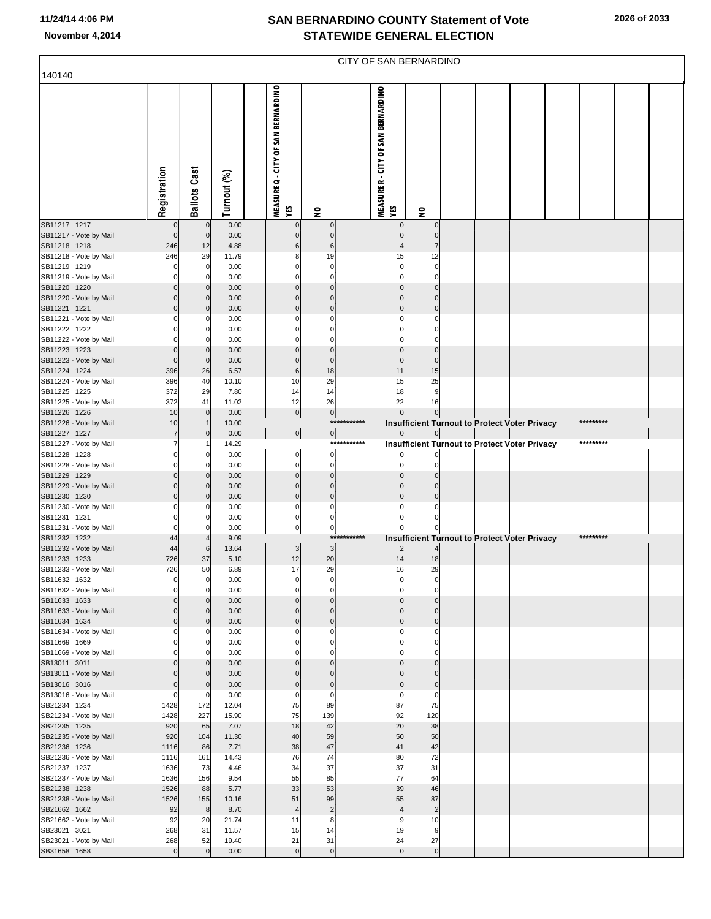# SAN BERNARDINO COUNTY Statement of Vote
# STATEWIDE GENERAL ELECTION

11/24/14 4:06 PM
November 4,2014

CITY OF SAN BERNARDINO

140140

| | Registration | Ballots Cast | Turnout (%) | | MEASURE Q - CITY OF SAN BERNARDINO YES | NO | | MEASURE R - CITY OF SAN BERNARDINO YES | NO | | | | | | | |
|---|---|---|---|---|---|---|---|---|---|---|---|---|---|---|---|---|
| SB11217 1217 | 0 | 0 | 0.00 | | 0 | 0 | | 0 | 0 | | | | | | | |
| SB11217 - Vote by Mail | 0 | 0 | 0.00 | | 0 | 0 | | 0 | 0 | | | | | | | |
| SB11218 1218 | 246 | 12 | 4.88 | | 6 | 6 | | 4 | 7 | | | | | | | |
| SB11218 - Vote by Mail | 246 | 29 | 11.79 | | 8 | 19 | | 15 | 12 | | | | | | | |
| SB11219 1219 | 0 | 0 | 0.00 | | 0 | 0 | | 0 | 0 | | | | | | | |
| SB11219 - Vote by Mail | 0 | 0 | 0.00 | | 0 | 0 | | 0 | 0 | | | | | | | |
| SB11220 1220 | 0 | 0 | 0.00 | | 0 | 0 | | 0 | 0 | | | | | | | |
| SB11220 - Vote by Mail | 0 | 0 | 0.00 | | 0 | 0 | | 0 | 0 | | | | | | | |
| SB11221 1221 | 0 | 0 | 0.00 | | 0 | 0 | | 0 | 0 | | | | | | | |
| SB11221 - Vote by Mail | 0 | 0 | 0.00 | | 0 | 0 | | 0 | 0 | | | | | | | |
| SB11222 1222 | 0 | 0 | 0.00 | | 0 | 0 | | 0 | 0 | | | | | | | |
| SB11222 - Vote by Mail | 0 | 0 | 0.00 | | 0 | 0 | | 0 | 0 | | | | | | | |
| SB11223 1223 | 0 | 0 | 0.00 | | 0 | 0 | | 0 | 0 | | | | | | | |
| SB11223 - Vote by Mail | 0 | 0 | 0.00 | | 0 | 0 | | 0 | 0 | | | | | | | |
| SB11224 1224 | 396 | 26 | 6.57 | | 6 | 18 | | 11 | 15 | | | | | | | |
| SB11224 - Vote by Mail | 396 | 40 | 10.10 | | 10 | 29 | | 15 | 25 | | | | | | | |
| SB11225 1225 | 372 | 29 | 7.80 | | 14 | 14 | | 18 | 9 | | | | | | | |
| SB11225 - Vote by Mail | 372 | 41 | 11.02 | | 12 | 26 | | 22 | 16 | | | | | | | |
| SB11226 1226 | 10 | 0 | 0.00 | | 0 | 0 | | 0 | 0 | | | | | | | |
| SB11226 - Vote by Mail | 10 | 1 | 10.00 | | | | *********** | Insufficient Turnout to Protect Voter Privacy | | | | | | ********* | | |
| SB11227 1227 | 7 | 0 | 0.00 | | 0 | 0 | | 0 | 0 | | | | | | | |
| SB11227 - Vote by Mail | 7 | 1 | 14.29 | | | | *********** | Insufficient Turnout to Protect Voter Privacy | | | | | | ********* | | |
| SB11228 1228 | 0 | 0 | 0.00 | | 0 | 0 | | 0 | 0 | | | | | | | |
| SB11228 - Vote by Mail | 0 | 0 | 0.00 | | 0 | 0 | | 0 | 0 | | | | | | | |
| SB11229 1229 | 0 | 0 | 0.00 | | 0 | 0 | | 0 | 0 | | | | | | | |
| SB11229 - Vote by Mail | 0 | 0 | 0.00 | | 0 | 0 | | 0 | 0 | | | | | | | |
| SB11230 1230 | 0 | 0 | 0.00 | | 0 | 0 | | 0 | 0 | | | | | | | |
| SB11230 - Vote by Mail | 0 | 0 | 0.00 | | 0 | 0 | | 0 | 0 | | | | | | | |
| SB11231 1231 | 0 | 0 | 0.00 | | 0 | 0 | | 0 | 0 | | | | | | | |
| SB11231 - Vote by Mail | 0 | 0 | 0.00 | | 0 | 0 | | 0 | 0 | | | | | | | |
| SB11232 1232 | 44 | 4 | 9.09 | | | | *********** | Insufficient Turnout to Protect Voter Privacy | | | | | | ********* | | |
| SB11232 - Vote by Mail | 44 | 6 | 13.64 | | 3 | 3 | | 2 | 4 | | | | | | | |
| SB11233 1233 | 726 | 37 | 5.10 | | 12 | 20 | | 14 | 18 | | | | | | | |
| SB11233 - Vote by Mail | 726 | 50 | 6.89 | | 17 | 29 | | 16 | 29 | | | | | | | |
| SB11632 1632 | 0 | 0 | 0.00 | | 0 | 0 | | 0 | 0 | | | | | | | |
| SB11632 - Vote by Mail | 0 | 0 | 0.00 | | 0 | 0 | | 0 | 0 | | | | | | | |
| SB11633 1633 | 0 | 0 | 0.00 | | 0 | 0 | | 0 | 0 | | | | | | | |
| SB11633 - Vote by Mail | 0 | 0 | 0.00 | | 0 | 0 | | 0 | 0 | | | | | | | |
| SB11634 1634 | 0 | 0 | 0.00 | | 0 | 0 | | 0 | 0 | | | | | | | |
| SB11634 - Vote by Mail | 0 | 0 | 0.00 | | 0 | 0 | | 0 | 0 | | | | | | | |
| SB11669 1669 | 0 | 0 | 0.00 | | 0 | 0 | | 0 | 0 | | | | | | | |
| SB11669 - Vote by Mail | 0 | 0 | 0.00 | | 0 | 0 | | 0 | 0 | | | | | | | |
| SB13011 3011 | 0 | 0 | 0.00 | | 0 | 0 | | 0 | 0 | | | | | | | |
| SB13011 - Vote by Mail | 0 | 0 | 0.00 | | 0 | 0 | | 0 | 0 | | | | | | | |
| SB13016 3016 | 0 | 0 | 0.00 | | 0 | 0 | | 0 | 0 | | | | | | | |
| SB13016 - Vote by Mail | 0 | 0 | 0.00 | | 0 | 0 | | 0 | 0 | | | | | | | |
| SB21234 1234 | 1428 | 172 | 12.04 | | 75 | 89 | | 87 | 75 | | | | | | | |
| SB21234 - Vote by Mail | 1428 | 227 | 15.90 | | 75 | 139 | | 92 | 120 | | | | | | | |
| SB21235 1235 | 920 | 65 | 7.07 | | 18 | 42 | | 20 | 38 | | | | | | | |
| SB21235 - Vote by Mail | 920 | 104 | 11.30 | | 40 | 59 | | 50 | 50 | | | | | | | |
| SB21236 1236 | 1116 | 86 | 7.71 | | 38 | 47 | | 41 | 42 | | | | | | | |
| SB21236 - Vote by Mail | 1116 | 161 | 14.43 | | 76 | 74 | | 80 | 72 | | | | | | | |
| SB21237 1237 | 1636 | 73 | 4.46 | | 34 | 37 | | 37 | 31 | | | | | | | |
| SB21237 - Vote by Mail | 1636 | 156 | 9.54 | | 55 | 85 | | 77 | 64 | | | | | | | |
| SB21238 1238 | 1526 | 88 | 5.77 | | 33 | 53 | | 39 | 46 | | | | | | | |
| SB21238 - Vote by Mail | 1526 | 155 | 10.16 | | 51 | 99 | | 55 | 87 | | | | | | | |
| SB21662 1662 | 92 | 8 | 8.70 | | 4 | 2 | | 4 | 2 | | | | | | | |
| SB21662 - Vote by Mail | 92 | 20 | 21.74 | | 11 | 8 | | 9 | 10 | | | | | | | |
| SB23021 3021 | 268 | 31 | 11.57 | | 15 | 14 | | 19 | 9 | | | | | | | |
| SB23021 - Vote by Mail | 268 | 52 | 19.40 | | 21 | 31 | | 24 | 27 | | | | | | | |
| SB31658 1658 | 0 | 0 | 0.00 | | 0 | 0 | | 0 | 0 | | | | | | | |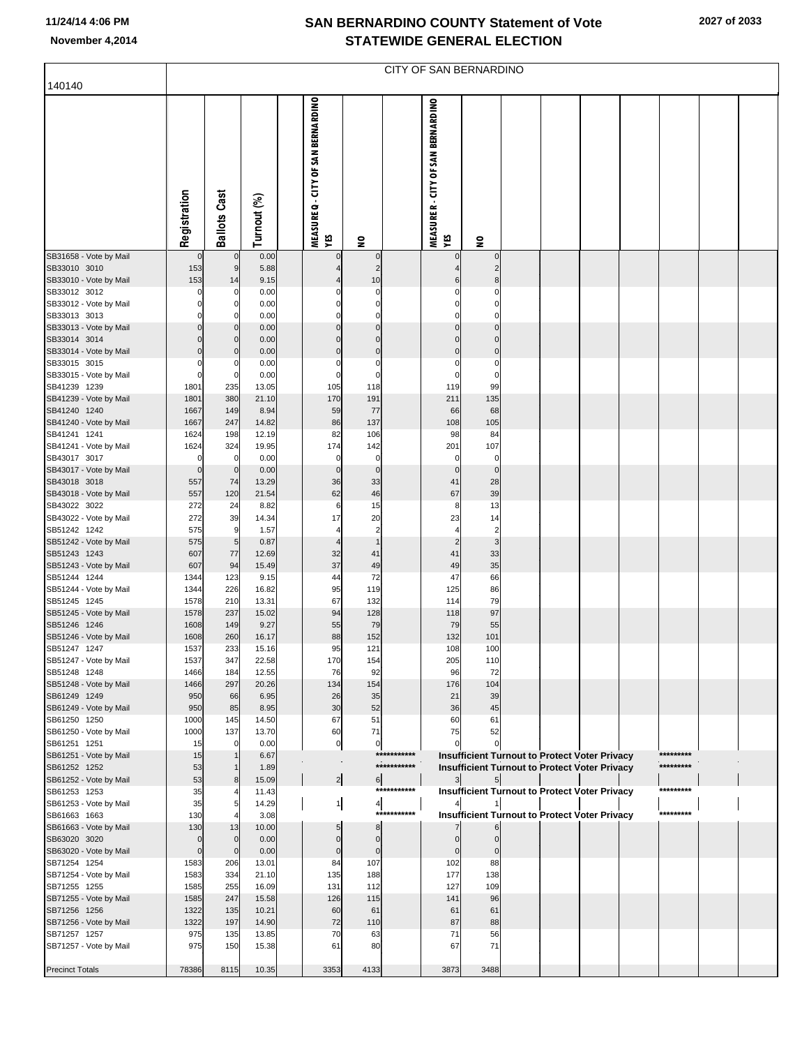# SAN BERNARDINO COUNTY Statement of Vote
# STATEWIDE GENERAL ELECTION

November 4,2014

140140

CITY OF SAN BERNARDINO

| | Registration | Ballots Cast | Turnout (%) | | MEASURE Q - CITY OF SAN BERNARDINO YES | NO | | MEASURE R - CITY OF SAN BERNARDINO YES | NO | | | | | | | |
|---|---|---|---|---|---|---|---|---|---|---|---|---|---|---|---|---|
| SB31658 - Vote by Mail | 0 | 0 | 0.00 | | 0 | 0 | | 0 | 0 | | | | | | | |
| SB33010 3010 | 153 | 9 | 5.88 | | 4 | 2 | | 4 | 2 | | | | | | | |
| SB33010 - Vote by Mail | 153 | 14 | 9.15 | | 4 | 10 | | 6 | 8 | | | | | | | |
| SB33012 3012 | 0 | 0 | 0.00 | | 0 | 0 | | 0 | 0 | | | | | | | |
| SB33012 - Vote by Mail | 0 | 0 | 0.00 | | 0 | 0 | | 0 | 0 | | | | | | | |
| SB33013 3013 | 0 | 0 | 0.00 | | 0 | 0 | | 0 | 0 | | | | | | | |
| SB33013 - Vote by Mail | 0 | 0 | 0.00 | | 0 | 0 | | 0 | 0 | | | | | | | |
| SB33014 3014 | 0 | 0 | 0.00 | | 0 | 0 | | 0 | 0 | | | | | | | |
| SB33014 - Vote by Mail | 0 | 0 | 0.00 | | 0 | 0 | | 0 | 0 | | | | | | | |
| SB33015 3015 | 0 | 0 | 0.00 | | 0 | 0 | | 0 | 0 | | | | | | | |
| SB33015 - Vote by Mail | 0 | 0 | 0.00 | | 0 | 0 | | 0 | 0 | | | | | | | |
| SB41239 1239 | 1801 | 235 | 13.05 | | 105 | 118 | | 119 | 99 | | | | | | | |
| SB41239 - Vote by Mail | 1801 | 380 | 21.10 | | 170 | 191 | | 211 | 135 | | | | | | | |
| SB41240 1240 | 1667 | 149 | 8.94 | | 59 | 77 | | 66 | 68 | | | | | | | |
| SB41240 - Vote by Mail | 1667 | 247 | 14.82 | | 86 | 137 | | 108 | 105 | | | | | | | |
| SB41241 1241 | 1624 | 198 | 12.19 | | 82 | 106 | | 98 | 84 | | | | | | | |
| SB41241 - Vote by Mail | 1624 | 324 | 19.95 | | 174 | 142 | | 201 | 107 | | | | | | | |
| SB43017 3017 | 0 | 0 | 0.00 | | 0 | 0 | | 0 | 0 | | | | | | | |
| SB43017 - Vote by Mail | 0 | 0 | 0.00 | | 0 | 0 | | 0 | 0 | | | | | | | |
| SB43018 3018 | 557 | 74 | 13.29 | | 36 | 33 | | 41 | 28 | | | | | | | |
| SB43018 - Vote by Mail | 557 | 120 | 21.54 | | 62 | 46 | | 67 | 39 | | | | | | | |
| SB43022 3022 | 272 | 24 | 8.82 | | 6 | 15 | | 8 | 13 | | | | | | | |
| SB43022 - Vote by Mail | 272 | 39 | 14.34 | | 17 | 20 | | 23 | 14 | | | | | | | |
| SB51242 1242 | 575 | 9 | 1.57 | | 4 | 2 | | 4 | 2 | | | | | | | |
| SB51242 - Vote by Mail | 575 | 5 | 0.87 | | 4 | 1 | | 2 | 3 | | | | | | | |
| SB51243 1243 | 607 | 77 | 12.69 | | 32 | 41 | | 41 | 33 | | | | | | | |
| SB51243 - Vote by Mail | 607 | 94 | 15.49 | | 37 | 49 | | 49 | 35 | | | | | | | |
| SB51244 1244 | 1344 | 123 | 9.15 | | 44 | 72 | | 47 | 66 | | | | | | | |
| SB51244 - Vote by Mail | 1344 | 226 | 16.82 | | 95 | 119 | | 125 | 86 | | | | | | | |
| SB51245 1245 | 1578 | 210 | 13.31 | | 67 | 132 | | 114 | 79 | | | | | | | |
| SB51245 - Vote by Mail | 1578 | 237 | 15.02 | | 94 | 128 | | 118 | 97 | | | | | | | |
| SB51246 1246 | 1608 | 149 | 9.27 | | 55 | 79 | | 79 | 55 | | | | | | | |
| SB51246 - Vote by Mail | 1608 | 260 | 16.17 | | 88 | 152 | | 132 | 101 | | | | | | | |
| SB51247 1247 | 1537 | 233 | 15.16 | | 95 | 121 | | 108 | 100 | | | | | | | |
| SB51247 - Vote by Mail | 1537 | 347 | 22.58 | | 170 | 154 | | 205 | 110 | | | | | | | |
| SB51248 1248 | 1466 | 184 | 12.55 | | 76 | 92 | | 96 | 72 | | | | | | | |
| SB51248 - Vote by Mail | 1466 | 297 | 20.26 | | 134 | 154 | | 176 | 104 | | | | | | | |
| SB61249 1249 | 950 | 66 | 6.95 | | 26 | 35 | | 21 | 39 | | | | | | | |
| SB61249 - Vote by Mail | 950 | 85 | 8.95 | | 30 | 52 | | 36 | 45 | | | | | | | |
| SB61250 1250 | 1000 | 145 | 14.50 | | 67 | 51 | | 60 | 61 | | | | | | | |
| SB61250 - Vote by Mail | 1000 | 137 | 13.70 | | 60 | 71 | | 75 | 52 | | | | | | | |
| SB61251 1251 | 15 | 0 | 0.00 | | 0 | 0 | | 0 | 0 | | | | | | | |
| SB61251 - Vote by Mail | 15 | 1 | 6.67 | | | | *********** | Insufficient Turnout to Protect Voter Privacy | | | | | | ********* | | |
| SB61252 1252 | 53 | 1 | 1.89 | | | | *********** | Insufficient Turnout to Protect Voter Privacy | | | | | | ********* | | |
| SB61252 - Vote by Mail | 53 | 8 | 15.09 | | 2 | 6 | | 3 | 5 | | | | | | | |
| SB61253 1253 | 35 | 4 | 11.43 | | | | *********** | Insufficient Turnout to Protect Voter Privacy | | | | | | ********* | | |
| SB61253 - Vote by Mail | 35 | 5 | 14.29 | | 1 | 4 | | 4 | 1 | | | | | | | |
| SB61663 1663 | 130 | 4 | 3.08 | | | | *********** | Insufficient Turnout to Protect Voter Privacy | | | | | | ********* | | |
| SB61663 - Vote by Mail | 130 | 13 | 10.00 | | 5 | 8 | | 7 | 6 | | | | | | | |
| SB63020 3020 | 0 | 0 | 0.00 | | 0 | 0 | | 0 | 0 | | | | | | | |
| SB63020 - Vote by Mail | 0 | 0 | 0.00 | | 0 | 0 | | 0 | 0 | | | | | | | |
| SB71254 1254 | 1583 | 206 | 13.01 | | 84 | 107 | | 102 | 88 | | | | | | | |
| SB71254 - Vote by Mail | 1583 | 334 | 21.10 | | 135 | 188 | | 177 | 138 | | | | | | | |
| SB71255 1255 | 1585 | 255 | 16.09 | | 131 | 112 | | 127 | 109 | | | | | | | |
| SB71255 - Vote by Mail | 1585 | 247 | 15.58 | | 126 | 115 | | 141 | 96 | | | | | | | |
| SB71256 1256 | 1322 | 135 | 10.21 | | 60 | 61 | | 61 | 61 | | | | | | | |
| SB71256 - Vote by Mail | 1322 | 197 | 14.90 | | 72 | 110 | | 87 | 88 | | | | | | | |
| SB71257 1257 | 975 | 135 | 13.85 | | 70 | 63 | | 71 | 56 | | | | | | | |
| SB71257 - Vote by Mail | 975 | 150 | 15.38 | | 61 | 80 | | 67 | 71 | | | | | | | |
| Precinct Totals | 78386 | 8115 | 10.35 | | 3353 | 4133 | | 3873 | 3488 | | | | | | | |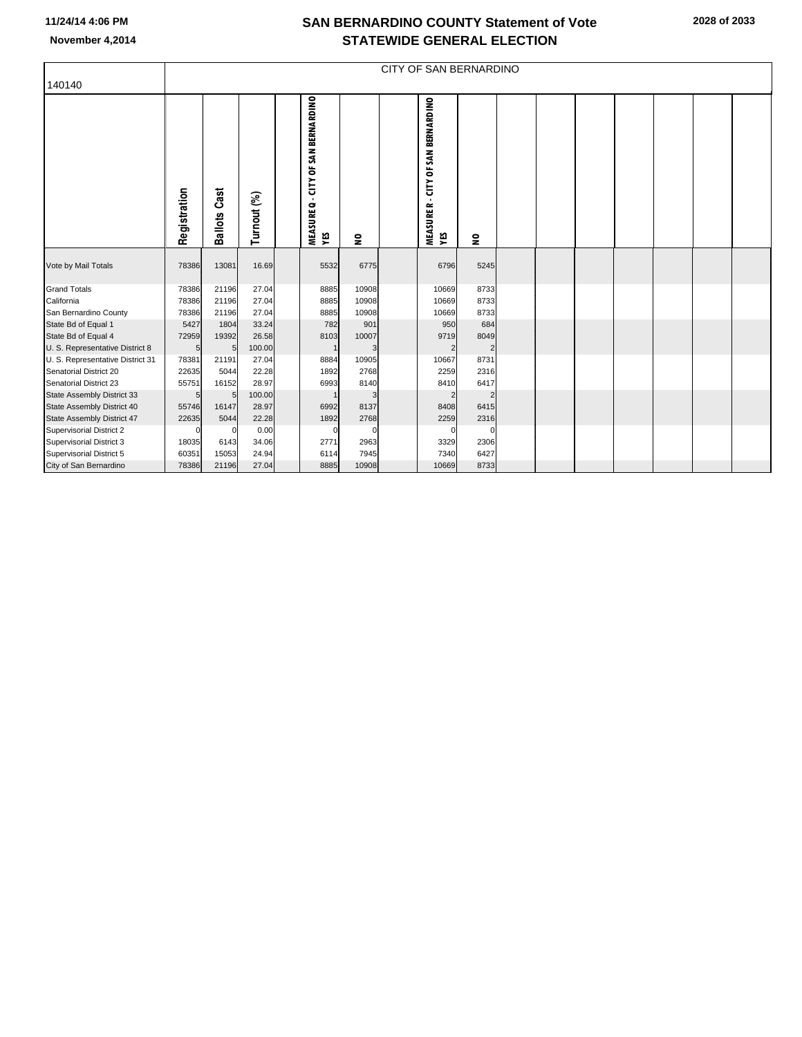# SAN BERNARDINO COUNTY Statement of Vote
## STATEWIDE GENERAL ELECTION

11/24/14 4:06 PM

November 4,2014

| 140140 | CITY OF SAN BERNARDINO | | | | | | | |
|---|---|---|---|---|---|---|---|---|
| | Registration | Ballots Cast | Turnout (%) | MEASURE Q - CITY OF SAN BERNARDINO YES | NO | | MEASURE R - CITY OF SAN BERNARDINO YES | NO |
| Vote by Mail Totals | 78386 | 13081 | 16.69 | 5532 | 6775 | | 6796 | 5245 |
| Grand Totals | 78386 | 21196 | 27.04 | 8885 | 10908 | | 10669 | 8733 |
| California | 78386 | 21196 | 27.04 | 8885 | 10908 | | 10669 | 8733 |
| San Bernardino County | 78386 | 21196 | 27.04 | 8885 | 10908 | | 10669 | 8733 |
| State Bd of Equal 1 | 5427 | 1804 | 33.24 | 782 | 901 | | 950 | 684 |
| State Bd of Equal 4 | 72959 | 19392 | 26.58 | 8103 | 10007 | | 9719 | 8049 |
| U. S. Representative District 8 | 5 | 5 | 100.00 | 1 | 3 | | 2 | 2 |
| U. S. Representative District 31 | 78381 | 21191 | 27.04 | 8884 | 10905 | | 10667 | 8731 |
| Senatorial District 20 | 22635 | 5044 | 22.28 | 1892 | 2768 | | 2259 | 2316 |
| Senatorial District 23 | 55751 | 16152 | 28.97 | 6993 | 8140 | | 8410 | 6417 |
| State Assembly District 33 | 5 | 5 | 100.00 | 1 | 3 | | 2 | 2 |
| State Assembly District 40 | 55746 | 16147 | 28.97 | 6992 | 8137 | | 8408 | 6415 |
| State Assembly District 47 | 22635 | 5044 | 22.28 | 1892 | 2768 | | 2259 | 2316 |
| Supervisorial District 2 | 0 | 0 | 0.00 | 0 | 0 | | 0 | 0 |
| Supervisorial District 3 | 18035 | 6143 | 34.06 | 2771 | 2963 | | 3329 | 2306 |
| Supervisorial District 5 | 60351 | 15053 | 24.94 | 6114 | 7945 | | 7340 | 6427 |
| City of San Bernardino | 78386 | 21196 | 27.04 | 8885 | 10908 | | 10669 | 8733 |